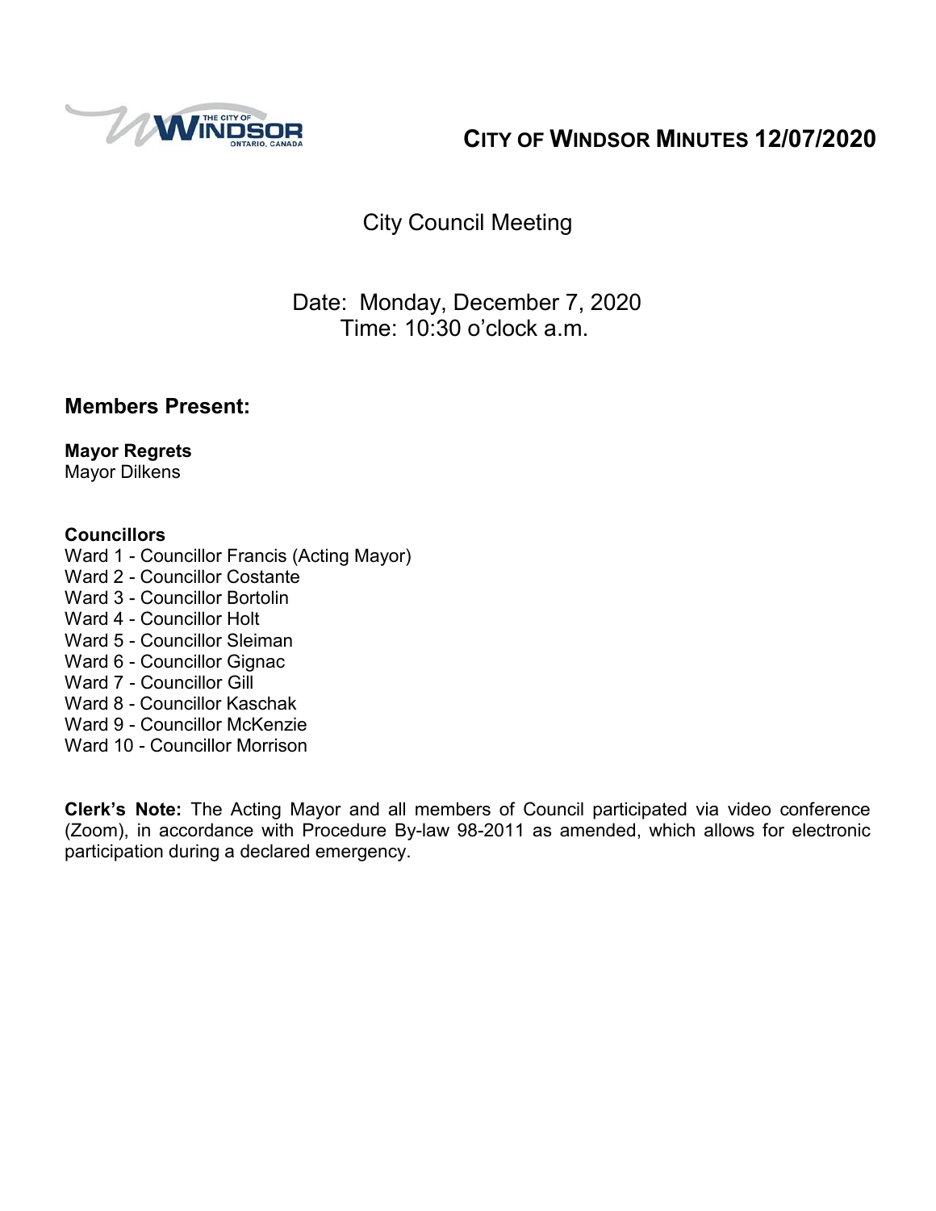# CITY OF WINDSOR MINUTES 12/07/2020

## City Council Meeting

Date: Monday, December 7, 2020
Time: 10:30 o'clock a.m.

## Members Present:

**Mayor Regrets**
Mayor Dilkens

**Councillors**
Ward 1 - Councillor Francis (Acting Mayor)
Ward 2 - Councillor Costante
Ward 3 - Councillor Bortolin
Ward 4 - Councillor Holt
Ward 5 - Councillor Sleiman
Ward 6 - Councillor Gignac
Ward 7 - Councillor Gill
Ward 8 - Councillor Kaschak
Ward 9 - Councillor McKenzie
Ward 10 - Councillor Morrison

**Clerk's Note:** The Acting Mayor and all members of Council participated via video conference (Zoom), in accordance with Procedure By-law 98-2011 as amended, which allows for electronic participation during a declared emergency.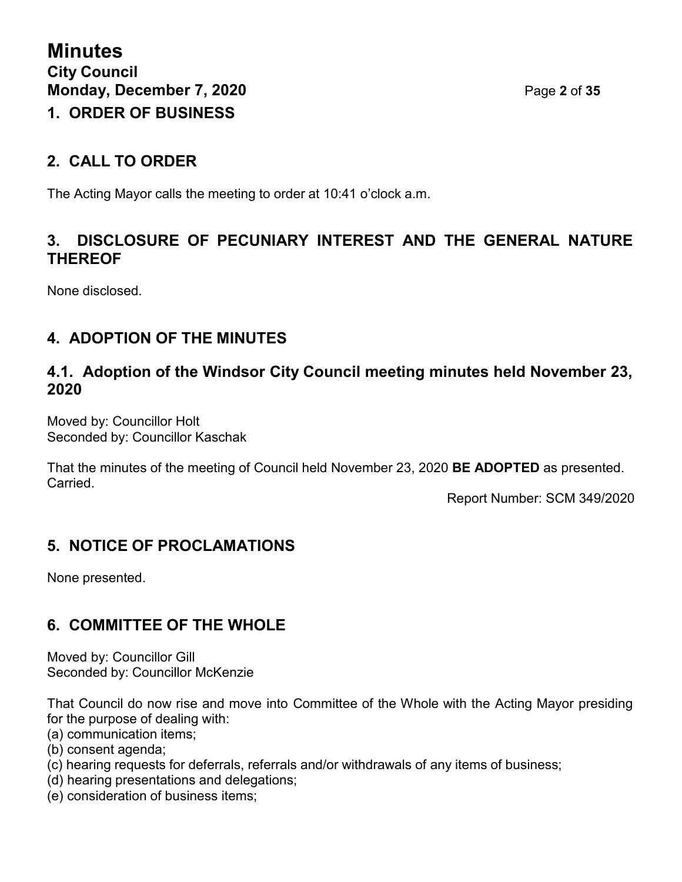## 1. ORDER OF BUSINESS

## 2. CALL TO ORDER

The Acting Mayor calls the meeting to order at 10:41 o'clock a.m.

## 3. DISCLOSURE OF PECUNIARY INTEREST AND THE GENERAL NATURE THEREOF

None disclosed.

## 4. ADOPTION OF THE MINUTES

### 4.1. Adoption of the Windsor City Council meeting minutes held November 23, 2020

Moved by: Councillor Holt
Seconded by: Councillor Kaschak

That the minutes of the meeting of Council held November 23, 2020 **BE ADOPTED** as presented.
Carried.

Report Number: SCM 349/2020

## 5. NOTICE OF PROCLAMATIONS

None presented.

## 6. COMMITTEE OF THE WHOLE

Moved by: Councillor Gill
Seconded by: Councillor McKenzie

That Council do now rise and move into Committee of the Whole with the Acting Mayor presiding for the purpose of dealing with:

(a) communication items;
(b) consent agenda;
(c) hearing requests for deferrals, referrals and/or withdrawals of any items of business;
(d) hearing presentations and delegations;
(e) consideration of business items;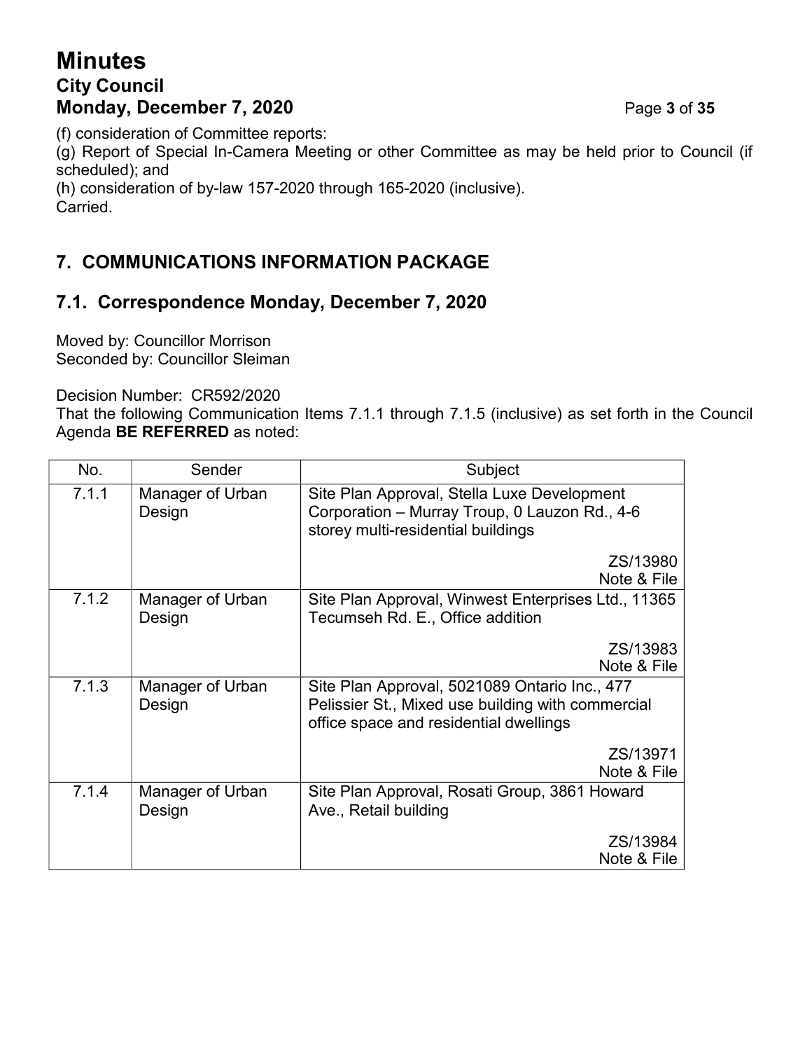(f) consideration of Committee reports:
(g) Report of Special In-Camera Meeting or other Committee as may be held prior to Council (if scheduled); and
(h) consideration of by-law 157-2020 through 165-2020 (inclusive).
Carried.

## 7. COMMUNICATIONS INFORMATION PACKAGE

### 7.1. Correspondence Monday, December 7, 2020

Moved by: Councillor Morrison
Seconded by: Councillor Sleiman

Decision Number: CR592/2020
That the following Communication Items 7.1.1 through 7.1.5 (inclusive) as set forth in the Council Agenda **BE REFERRED** as noted:

| No. | Sender | Subject |
|---|---|---|
| 7.1.1 | Manager of Urban Design | Site Plan Approval, Stella Luxe Development Corporation – Murray Troup, 0 Lauzon Rd., 4-6 storey multi-residential buildings<br>ZS/13980<br>Note & File |
| 7.1.2 | Manager of Urban Design | Site Plan Approval, Winwest Enterprises Ltd., 11365 Tecumseh Rd. E., Office addition<br>ZS/13983<br>Note & File |
| 7.1.3 | Manager of Urban Design | Site Plan Approval, 5021089 Ontario Inc., 477 Pelissier St., Mixed use building with commercial office space and residential dwellings<br>ZS/13971<br>Note & File |
| 7.1.4 | Manager of Urban Design | Site Plan Approval, Rosati Group, 3861 Howard Ave., Retail building<br>ZS/13984<br>Note & File |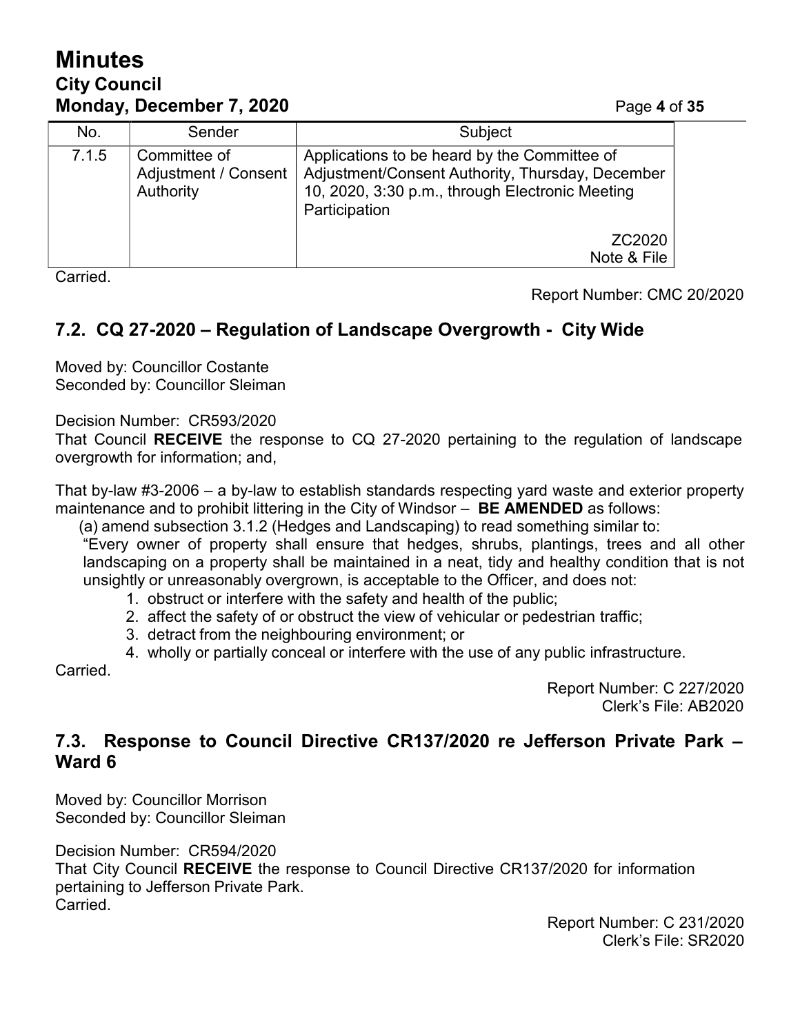| No. | Sender | Subject |
| --- | --- | --- |
| 7.1.5 | Committee of Adjustment / Consent Authority | Applications to be heard by the Committee of Adjustment/Consent Authority, Thursday, December 10, 2020, 3:30 p.m., through Electronic Meeting Participation<br><br>ZC2020<br>Note & File |

Carried.

Report Number: CMC 20/2020

## 7.2. CQ 27-2020 – Regulation of Landscape Overgrowth - City Wide

Moved by: Councillor Costante
Seconded by: Councillor Sleiman

Decision Number: CR593/2020
That Council **RECEIVE** the response to CQ 27-2020 pertaining to the regulation of landscape overgrowth for information; and,

That by-law #3-2006 – a by-law to establish standards respecting yard waste and exterior property maintenance and to prohibit littering in the City of Windsor – **BE AMENDED** as follows:

(a) amend subsection 3.1.2 (Hedges and Landscaping) to read something similar to:
"Every owner of property shall ensure that hedges, shrubs, plantings, trees and all other landscaping on a property shall be maintained in a neat, tidy and healthy condition that is not unsightly or unreasonably overgrown, is acceptable to the Officer, and does not:

1. obstruct or interfere with the safety and health of the public;
2. affect the safety of or obstruct the view of vehicular or pedestrian traffic;
3. detract from the neighbouring environment; or
4. wholly or partially conceal or interfere with the use of any public infrastructure.

Carried.

Report Number: C 227/2020
Clerk's File: AB2020

## 7.3. Response to Council Directive CR137/2020 re Jefferson Private Park – Ward 6

Moved by: Councillor Morrison
Seconded by: Councillor Sleiman

Decision Number: CR594/2020
That City Council **RECEIVE** the response to Council Directive CR137/2020 for information pertaining to Jefferson Private Park.
Carried.

Report Number: C 231/2020
Clerk's File: SR2020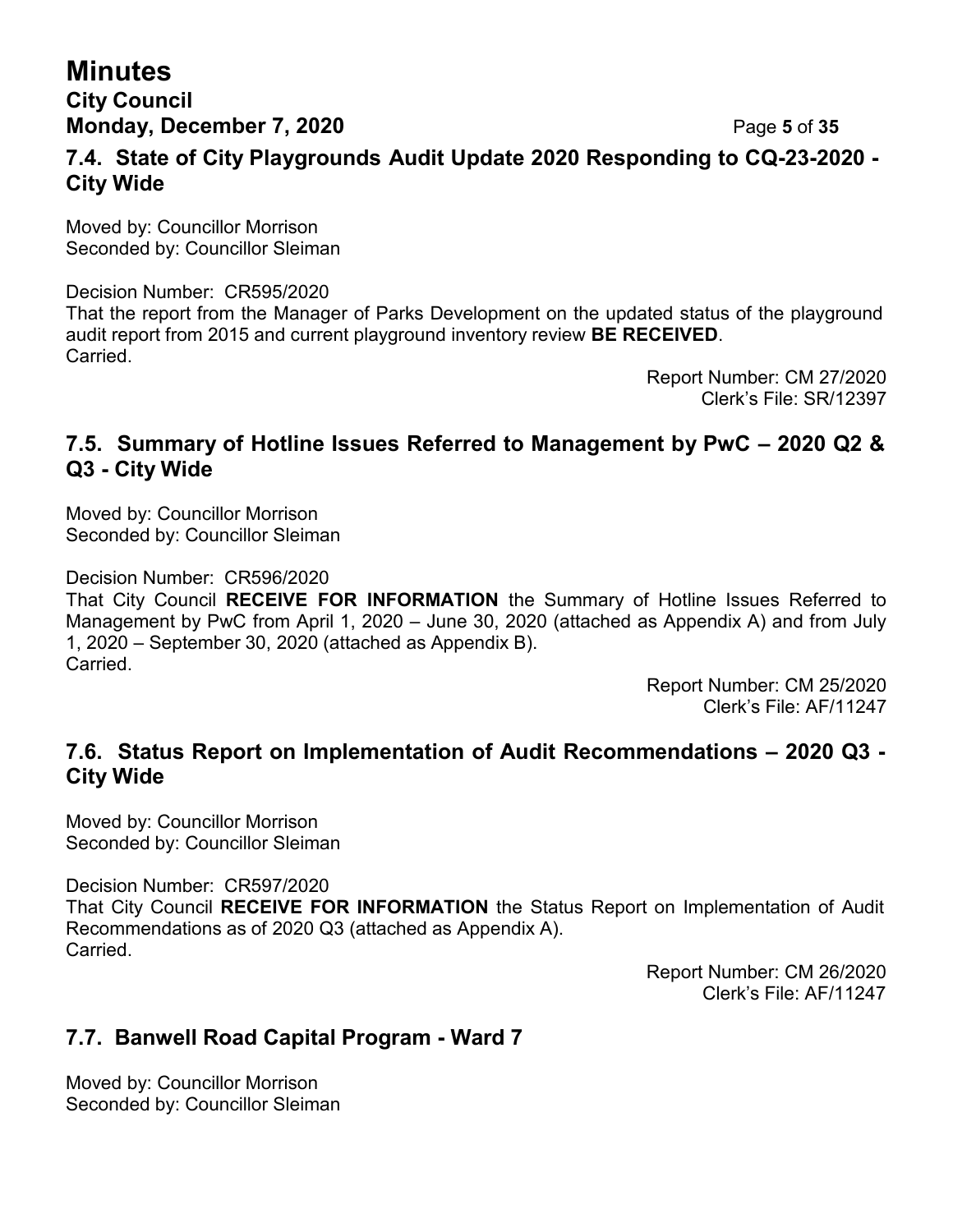## 7.4. State of City Playgrounds Audit Update 2020 Responding to CQ-23-2020 - City Wide

Moved by: Councillor Morrison
Seconded by: Councillor Sleiman

Decision Number: CR595/2020
That the report from the Manager of Parks Development on the updated status of the playground audit report from 2015 and current playground inventory review **BE RECEIVED**.
Carried.

Report Number: CM 27/2020
Clerk's File: SR/12397

## 7.5. Summary of Hotline Issues Referred to Management by PwC – 2020 Q2 & Q3 - City Wide

Moved by: Councillor Morrison
Seconded by: Councillor Sleiman

Decision Number: CR596/2020
That City Council **RECEIVE FOR INFORMATION** the Summary of Hotline Issues Referred to Management by PwC from April 1, 2020 – June 30, 2020 (attached as Appendix A) and from July 1, 2020 – September 30, 2020 (attached as Appendix B).
Carried.

Report Number: CM 25/2020
Clerk's File: AF/11247

## 7.6. Status Report on Implementation of Audit Recommendations – 2020 Q3 - City Wide

Moved by: Councillor Morrison
Seconded by: Councillor Sleiman

Decision Number: CR597/2020
That City Council **RECEIVE FOR INFORMATION** the Status Report on Implementation of Audit Recommendations as of 2020 Q3 (attached as Appendix A).
Carried.

Report Number: CM 26/2020
Clerk's File: AF/11247

## 7.7. Banwell Road Capital Program - Ward 7

Moved by: Councillor Morrison
Seconded by: Councillor Sleiman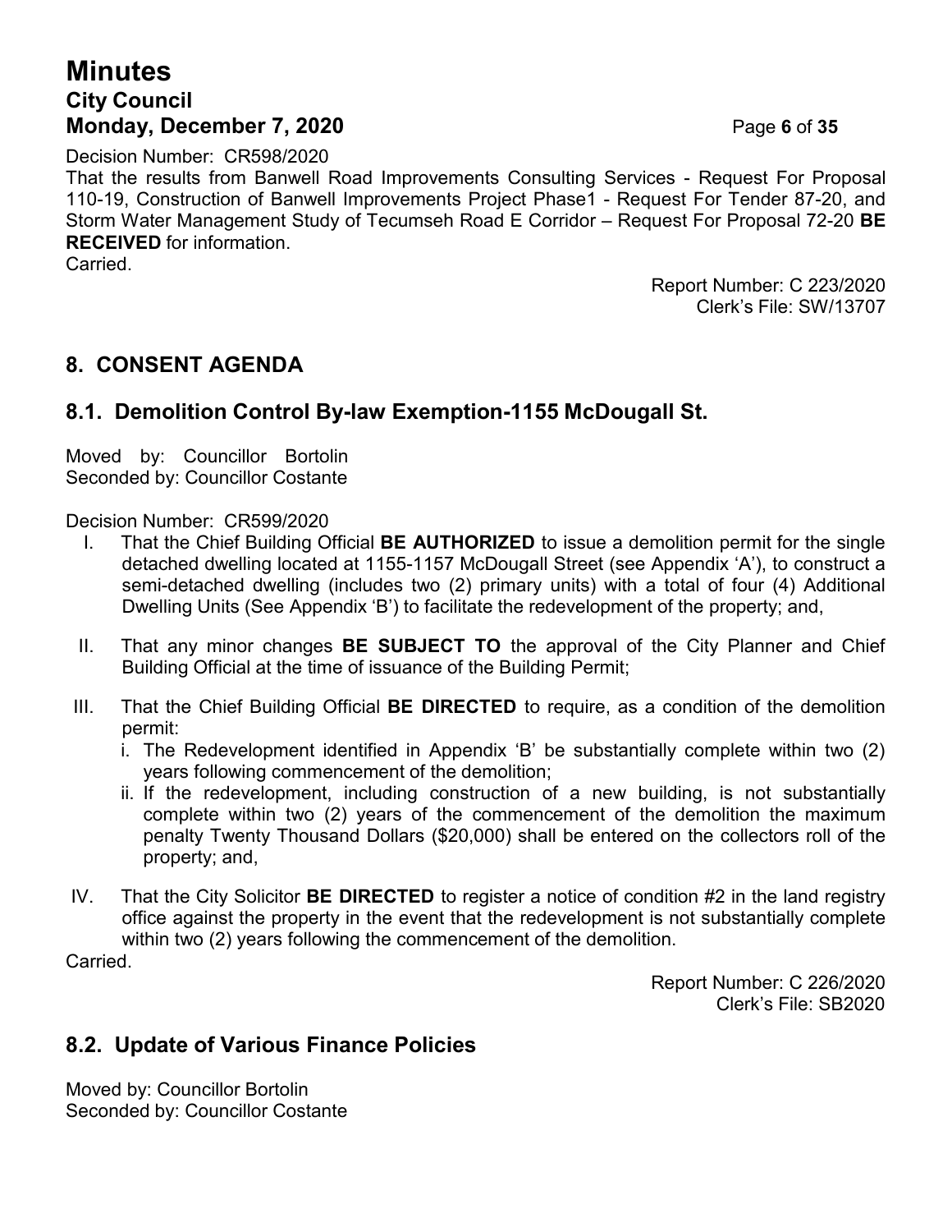Decision Number: CR598/2020

That the results from Banwell Road Improvements Consulting Services - Request For Proposal 110-19, Construction of Banwell Improvements Project Phase1 - Request For Tender 87-20, and Storm Water Management Study of Tecumseh Road E Corridor – Request For Proposal 72-20 **BE RECEIVED** for information.

Carried.

Report Number: C 223/2020
Clerk's File: SW/13707

## 8. CONSENT AGENDA

### 8.1. Demolition Control By-law Exemption-1155 McDougall St.

Moved by: Councillor Bortolin
Seconded by: Councillor Costante

Decision Number: CR599/2020

I. That the Chief Building Official **BE AUTHORIZED** to issue a demolition permit for the single detached dwelling located at 1155-1157 McDougall Street (see Appendix 'A'), to construct a semi-detached dwelling (includes two (2) primary units) with a total of four (4) Additional Dwelling Units (See Appendix 'B') to facilitate the redevelopment of the property; and,

II. That any minor changes **BE SUBJECT TO** the approval of the City Planner and Chief Building Official at the time of issuance of the Building Permit;

III. That the Chief Building Official **BE DIRECTED** to require, as a condition of the demolition permit:
   i. The Redevelopment identified in Appendix 'B' be substantially complete within two (2) years following commencement of the demolition;
   ii. If the redevelopment, including construction of a new building, is not substantially complete within two (2) years of the commencement of the demolition the maximum penalty Twenty Thousand Dollars ($20,000) shall be entered on the collectors roll of the property; and,

IV. That the City Solicitor **BE DIRECTED** to register a notice of condition #2 in the land registry office against the property in the event that the redevelopment is not substantially complete within two (2) years following the commencement of the demolition.

Carried.

Report Number: C 226/2020
Clerk's File: SB2020

### 8.2. Update of Various Finance Policies

Moved by: Councillor Bortolin
Seconded by: Councillor Costante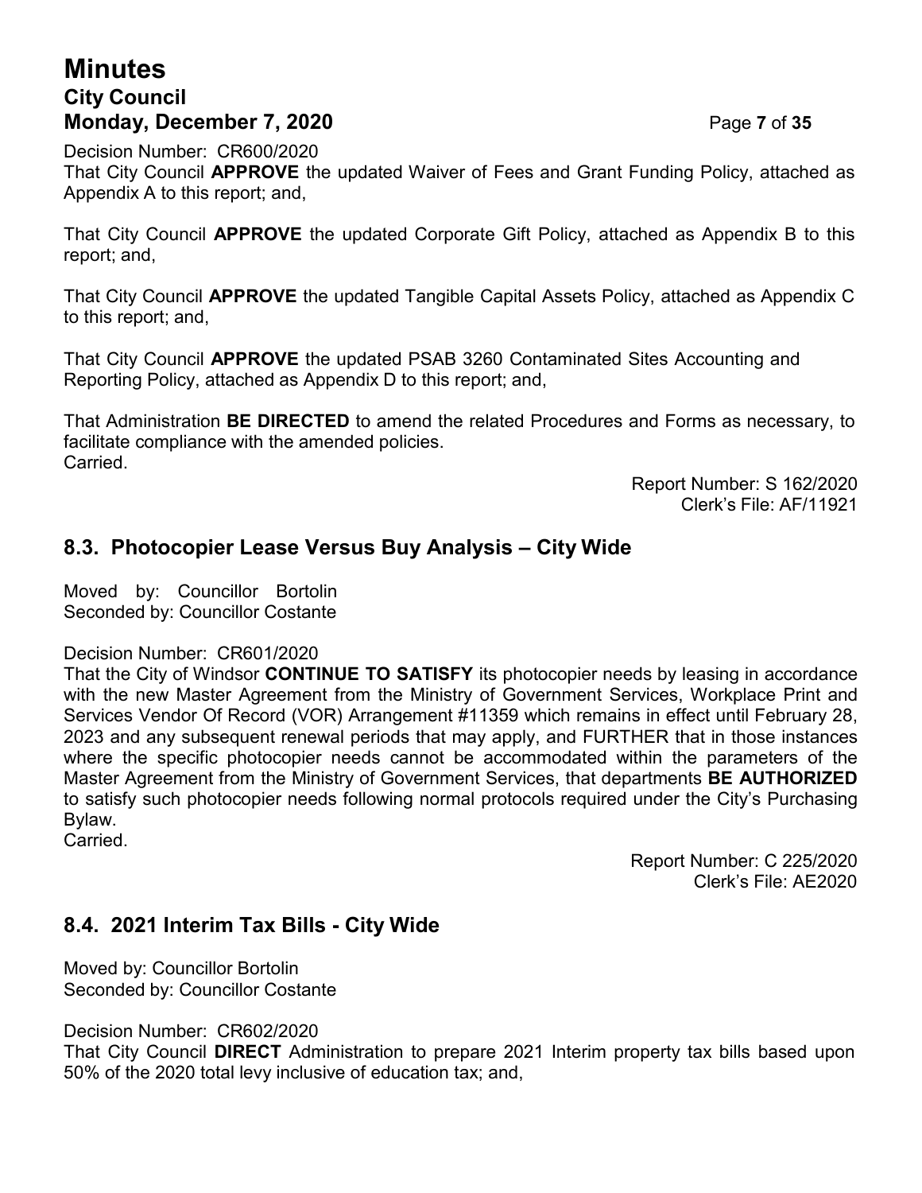Decision Number: CR600/2020
That City Council **APPROVE** the updated Waiver of Fees and Grant Funding Policy, attached as Appendix A to this report; and,

That City Council **APPROVE** the updated Corporate Gift Policy, attached as Appendix B to this report; and,

That City Council **APPROVE** the updated Tangible Capital Assets Policy, attached as Appendix C to this report; and,

That City Council **APPROVE** the updated PSAB 3260 Contaminated Sites Accounting and Reporting Policy, attached as Appendix D to this report; and,

That Administration **BE DIRECTED** to amend the related Procedures and Forms as necessary, to facilitate compliance with the amended policies.
Carried.

Report Number: S 162/2020
Clerk's File: AF/11921

## 8.3. Photocopier Lease Versus Buy Analysis – City Wide

Moved by: Councillor Bortolin
Seconded by: Councillor Costante

Decision Number: CR601/2020
That the City of Windsor **CONTINUE TO SATISFY** its photocopier needs by leasing in accordance with the new Master Agreement from the Ministry of Government Services, Workplace Print and Services Vendor Of Record (VOR) Arrangement #11359 which remains in effect until February 28, 2023 and any subsequent renewal periods that may apply, and FURTHER that in those instances where the specific photocopier needs cannot be accommodated within the parameters of the Master Agreement from the Ministry of Government Services, that departments **BE AUTHORIZED** to satisfy such photocopier needs following normal protocols required under the City's Purchasing Bylaw.
Carried.

Report Number: C 225/2020
Clerk's File: AE2020

## 8.4. 2021 Interim Tax Bills - City Wide

Moved by: Councillor Bortolin
Seconded by: Councillor Costante

Decision Number: CR602/2020
That City Council **DIRECT** Administration to prepare 2021 Interim property tax bills based upon 50% of the 2020 total levy inclusive of education tax; and,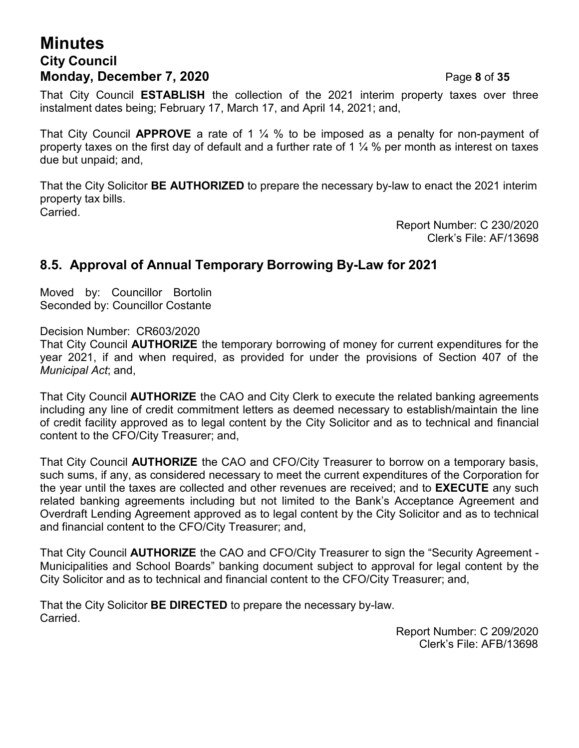That City Council **ESTABLISH** the collection of the 2021 interim property taxes over three instalment dates being; February 17, March 17, and April 14, 2021; and,

That City Council **APPROVE** a rate of 1 ¼ % to be imposed as a penalty for non-payment of property taxes on the first day of default and a further rate of 1 ¼ % per month as interest on taxes due but unpaid; and,

That the City Solicitor **BE AUTHORIZED** to prepare the necessary by-law to enact the 2021 interim property tax bills.
Carried.

Report Number: C 230/2020
Clerk's File: AF/13698

## 8.5. Approval of Annual Temporary Borrowing By-Law for 2021

Moved by: Councillor Bortolin
Seconded by: Councillor Costante

Decision Number: CR603/2020
That City Council **AUTHORIZE** the temporary borrowing of money for current expenditures for the year 2021, if and when required, as provided for under the provisions of Section 407 of the *Municipal Act*; and,

That City Council **AUTHORIZE** the CAO and City Clerk to execute the related banking agreements including any line of credit commitment letters as deemed necessary to establish/maintain the line of credit facility approved as to legal content by the City Solicitor and as to technical and financial content to the CFO/City Treasurer; and,

That City Council **AUTHORIZE** the CAO and CFO/City Treasurer to borrow on a temporary basis, such sums, if any, as considered necessary to meet the current expenditures of the Corporation for the year until the taxes are collected and other revenues are received; and to **EXECUTE** any such related banking agreements including but not limited to the Bank's Acceptance Agreement and Overdraft Lending Agreement approved as to legal content by the City Solicitor and as to technical and financial content to the CFO/City Treasurer; and,

That City Council **AUTHORIZE** the CAO and CFO/City Treasurer to sign the "Security Agreement - Municipalities and School Boards" banking document subject to approval for legal content by the City Solicitor and as to technical and financial content to the CFO/City Treasurer; and,

That the City Solicitor **BE DIRECTED** to prepare the necessary by-law.
Carried.

Report Number: C 209/2020
Clerk's File: AFB/13698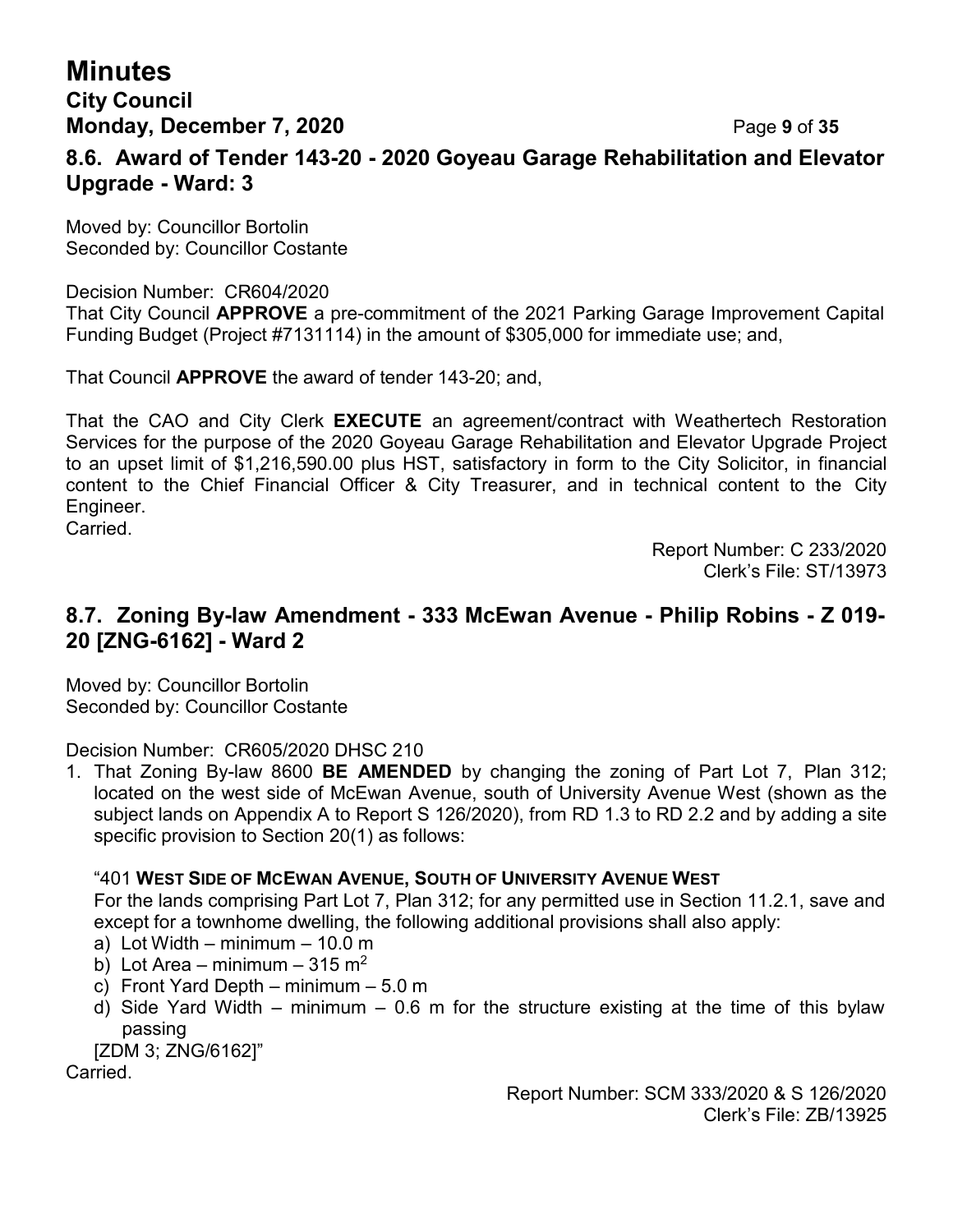## 8.6. Award of Tender 143-20 - 2020 Goyeau Garage Rehabilitation and Elevator Upgrade - Ward: 3

Moved by: Councillor Bortolin
Seconded by: Councillor Costante

Decision Number: CR604/2020
That City Council **APPROVE** a pre-commitment of the 2021 Parking Garage Improvement Capital Funding Budget (Project #7131114) in the amount of $305,000 for immediate use; and,

That Council **APPROVE** the award of tender 143-20; and,

That the CAO and City Clerk **EXECUTE** an agreement/contract with Weathertech Restoration Services for the purpose of the 2020 Goyeau Garage Rehabilitation and Elevator Upgrade Project to an upset limit of $1,216,590.00 plus HST, satisfactory in form to the City Solicitor, in financial content to the Chief Financial Officer & City Treasurer, and in technical content to the City Engineer.
Carried.

Report Number: C 233/2020
Clerk's File: ST/13973

## 8.7. Zoning By-law Amendment - 333 McEwan Avenue - Philip Robins - Z 019-20 [ZNG-6162] - Ward 2

Moved by: Councillor Bortolin
Seconded by: Councillor Costante

Decision Number: CR605/2020 DHSC 210

1. That Zoning By-law 8600 **BE AMENDED** by changing the zoning of Part Lot 7, Plan 312; located on the west side of McEwan Avenue, south of University Avenue West (shown as the subject lands on Appendix A to Report S 126/2020), from RD 1.3 to RD 2.2 and by adding a site specific provision to Section 20(1) as follows:

   "401 **WEST SIDE OF MCEWAN AVENUE, SOUTH OF UNIVERSITY AVENUE WEST**
   For the lands comprising Part Lot 7, Plan 312; for any permitted use in Section 11.2.1, save and except for a townhome dwelling, the following additional provisions shall also apply:
   a) Lot Width – minimum – 10.0 m
   b) Lot Area – minimum – 315 $m^2$
   c) Front Yard Depth – minimum – 5.0 m
   d) Side Yard Width – minimum – 0.6 m for the structure existing at the time of this bylaw passing
   [ZDM 3; ZNG/6162]"

Carried.

Report Number: SCM 333/2020 & S 126/2020
Clerk's File: ZB/13925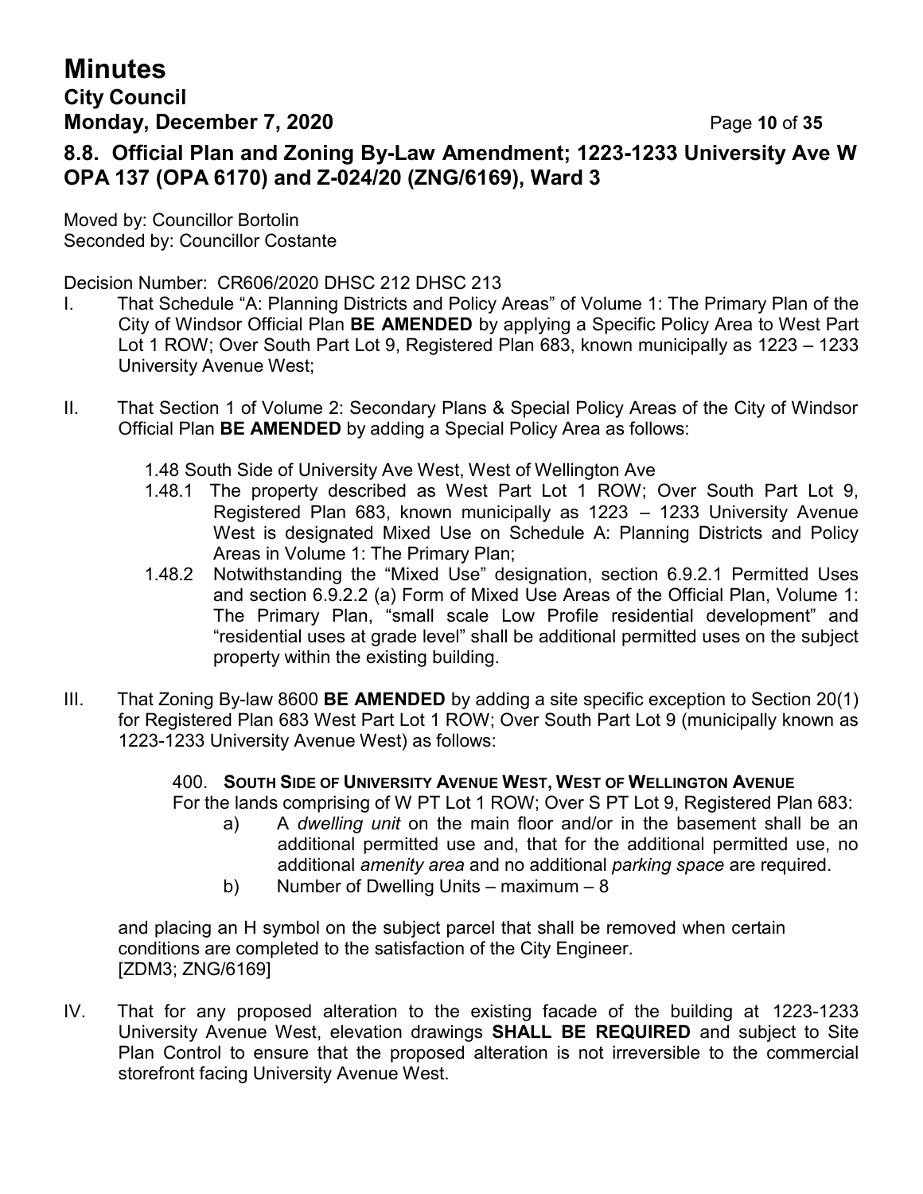## 8.8. Official Plan and Zoning By-Law Amendment; 1223-1233 University Ave W OPA 137 (OPA 6170) and Z-024/20 (ZNG/6169), Ward 3

Moved by: Councillor Bortolin
Seconded by: Councillor Costante

Decision Number: CR606/2020 DHSC 212 DHSC 213

I. That Schedule "A: Planning Districts and Policy Areas" of Volume 1: The Primary Plan of the City of Windsor Official Plan **BE AMENDED** by applying a Specific Policy Area to West Part Lot 1 ROW; Over South Part Lot 9, Registered Plan 683, known municipally as 1223 – 1233 University Avenue West;

II. That Section 1 of Volume 2: Secondary Plans & Special Policy Areas of the City of Windsor Official Plan **BE AMENDED** by adding a Special Policy Area as follows:

   1.48 South Side of University Ave West, West of Wellington Ave

   1.48.1 The property described as West Part Lot 1 ROW; Over South Part Lot 9, Registered Plan 683, known municipally as 1223 – 1233 University Avenue West is designated Mixed Use on Schedule A: Planning Districts and Policy Areas in Volume 1: The Primary Plan;

   1.48.2 Notwithstanding the "Mixed Use" designation, section 6.9.2.1 Permitted Uses and section 6.9.2.2 (a) Form of Mixed Use Areas of the Official Plan, Volume 1: The Primary Plan, "small scale Low Profile residential development" and "residential uses at grade level" shall be additional permitted uses on the subject property within the existing building.

III. That Zoning By-law 8600 **BE AMENDED** by adding a site specific exception to Section 20(1) for Registered Plan 683 West Part Lot 1 ROW; Over South Part Lot 9 (municipally known as 1223-1233 University Avenue West) as follows:

   400. **SOUTH SIDE OF UNIVERSITY AVENUE WEST, WEST OF WELLINGTON AVENUE**

   For the lands comprising of W PT Lot 1 ROW; Over S PT Lot 9, Registered Plan 683:

   a) A *dwelling unit* on the main floor and/or in the basement shall be an additional permitted use and, that for the additional permitted use, no additional *amenity area* and no additional *parking space* are required.

   b) Number of Dwelling Units – maximum – 8

   and placing an H symbol on the subject parcel that shall be removed when certain conditions are completed to the satisfaction of the City Engineer.
   [ZDM3; ZNG/6169]

IV. That for any proposed alteration to the existing facade of the building at 1223-1233 University Avenue West, elevation drawings **SHALL BE REQUIRED** and subject to Site Plan Control to ensure that the proposed alteration is not irreversible to the commercial storefront facing University Avenue West.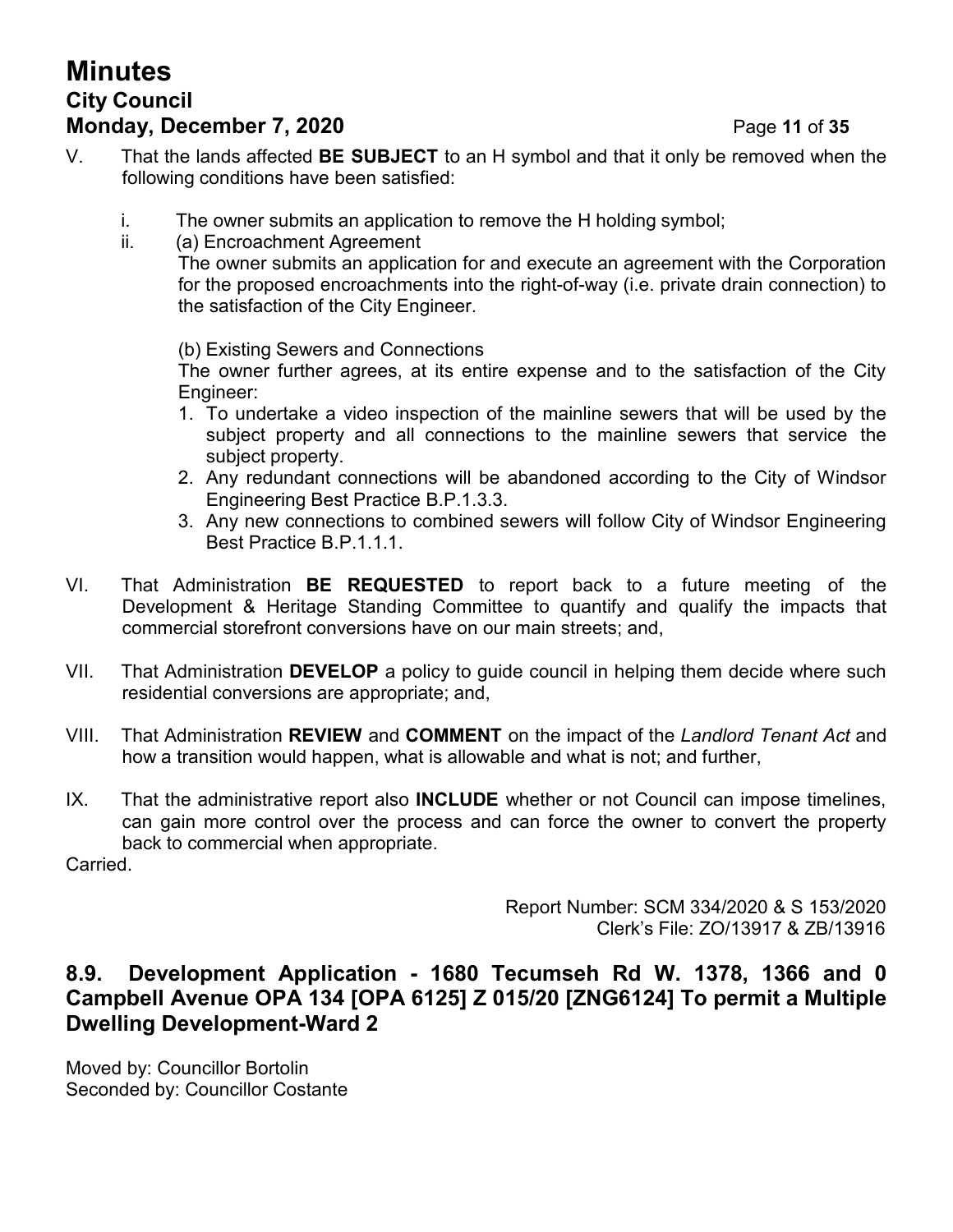V. That the lands affected **BE SUBJECT** to an H symbol and that it only be removed when the following conditions have been satisfied:

   i. The owner submits an application to remove the H holding symbol;

   ii. (a) Encroachment Agreement
   The owner submits an application for and execute an agreement with the Corporation for the proposed encroachments into the right-of-way (i.e. private drain connection) to the satisfaction of the City Engineer.

   (b) Existing Sewers and Connections
   The owner further agrees, at its entire expense and to the satisfaction of the City Engineer:

   1. To undertake a video inspection of the mainline sewers that will be used by the subject property and all connections to the mainline sewers that service the subject property.
   2. Any redundant connections will be abandoned according to the City of Windsor Engineering Best Practice B.P.1.3.3.
   3. Any new connections to combined sewers will follow City of Windsor Engineering Best Practice B.P.1.1.1.

VI. That Administration **BE REQUESTED** to report back to a future meeting of the Development & Heritage Standing Committee to quantify and qualify the impacts that commercial storefront conversions have on our main streets; and,

VII. That Administration **DEVELOP** a policy to guide council in helping them decide where such residential conversions are appropriate; and,

VIII. That Administration **REVIEW** and **COMMENT** on the impact of the *Landlord Tenant Act* and how a transition would happen, what is allowable and what is not; and further,

IX. That the administrative report also **INCLUDE** whether or not Council can impose timelines, can gain more control over the process and can force the owner to convert the property back to commercial when appropriate.

Carried.

Report Number: SCM 334/2020 & S 153/2020
Clerk's File: ZO/13917 & ZB/13916

## 8.9. Development Application - 1680 Tecumseh Rd W. 1378, 1366 and 0 Campbell Avenue OPA 134 [OPA 6125] Z 015/20 [ZNG6124] To permit a Multiple Dwelling Development-Ward 2

Moved by: Councillor Bortolin
Seconded by: Councillor Costante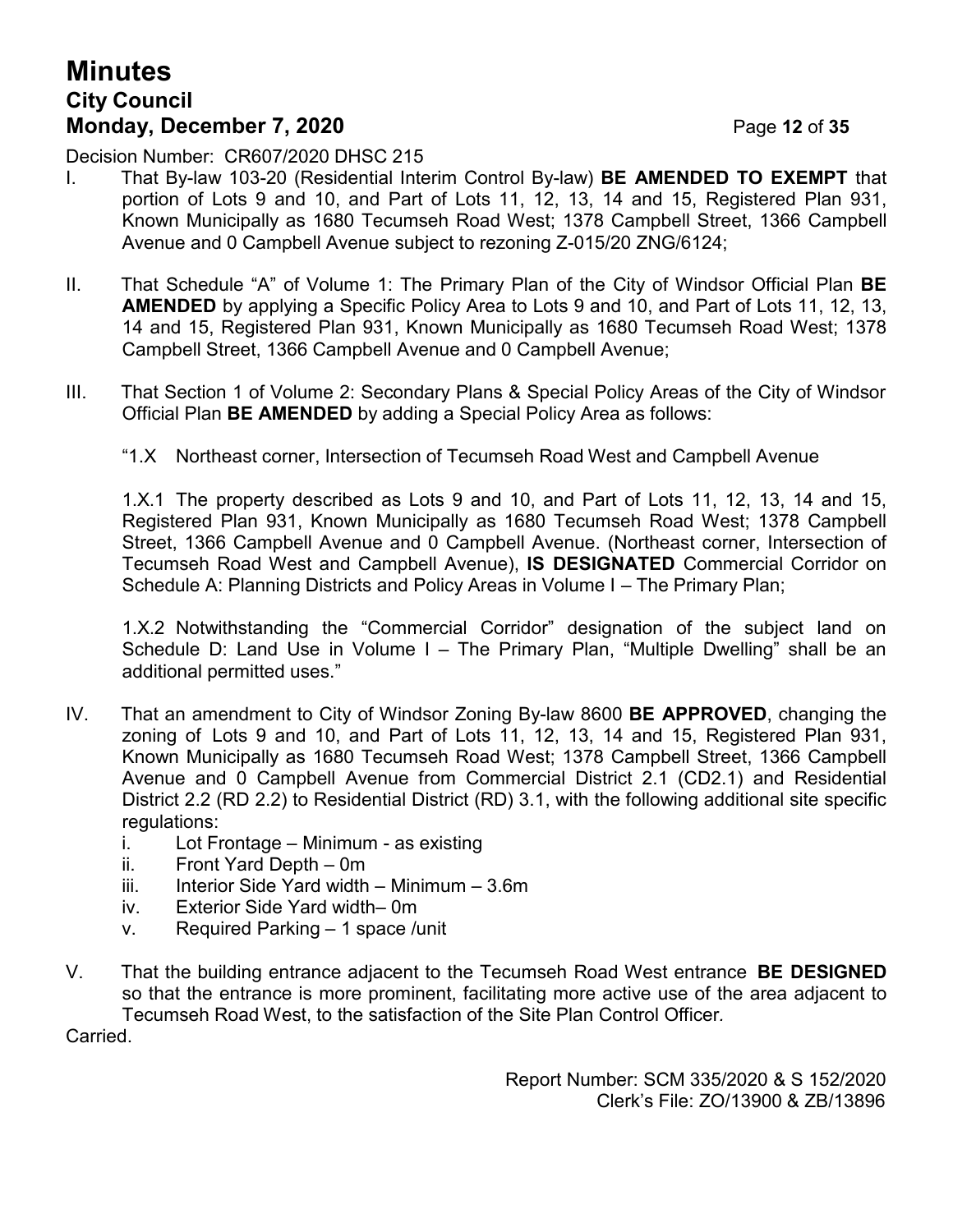Decision Number: CR607/2020 DHSC 215

I. That By-law 103-20 (Residential Interim Control By-law) **BE AMENDED TO EXEMPT** that portion of Lots 9 and 10, and Part of Lots 11, 12, 13, 14 and 15, Registered Plan 931, Known Municipally as 1680 Tecumseh Road West; 1378 Campbell Street, 1366 Campbell Avenue and 0 Campbell Avenue subject to rezoning Z-015/20 ZNG/6124;

II. That Schedule "A" of Volume 1: The Primary Plan of the City of Windsor Official Plan **BE AMENDED** by applying a Specific Policy Area to Lots 9 and 10, and Part of Lots 11, 12, 13, 14 and 15, Registered Plan 931, Known Municipally as 1680 Tecumseh Road West; 1378 Campbell Street, 1366 Campbell Avenue and 0 Campbell Avenue;

III. That Section 1 of Volume 2: Secondary Plans & Special Policy Areas of the City of Windsor Official Plan **BE AMENDED** by adding a Special Policy Area as follows:

"1.X Northeast corner, Intersection of Tecumseh Road West and Campbell Avenue

1.X.1 The property described as Lots 9 and 10, and Part of Lots 11, 12, 13, 14 and 15, Registered Plan 931, Known Municipally as 1680 Tecumseh Road West; 1378 Campbell Street, 1366 Campbell Avenue and 0 Campbell Avenue. (Northeast corner, Intersection of Tecumseh Road West and Campbell Avenue), **IS DESIGNATED** Commercial Corridor on Schedule A: Planning Districts and Policy Areas in Volume I – The Primary Plan;

1.X.2 Notwithstanding the "Commercial Corridor" designation of the subject land on Schedule D: Land Use in Volume I – The Primary Plan, "Multiple Dwelling" shall be an additional permitted uses."

IV. That an amendment to City of Windsor Zoning By-law 8600 **BE APPROVED**, changing the zoning of Lots 9 and 10, and Part of Lots 11, 12, 13, 14 and 15, Registered Plan 931, Known Municipally as 1680 Tecumseh Road West; 1378 Campbell Street, 1366 Campbell Avenue and 0 Campbell Avenue from Commercial District 2.1 (CD2.1) and Residential District 2.2 (RD 2.2) to Residential District (RD) 3.1, with the following additional site specific regulations:

   i. Lot Frontage – Minimum - as existing
   ii. Front Yard Depth – 0m
   iii. Interior Side Yard width – Minimum – 3.6m
   iv. Exterior Side Yard width– 0m
   v. Required Parking – 1 space /unit

V. That the building entrance adjacent to the Tecumseh Road West entrance **BE DESIGNED** so that the entrance is more prominent, facilitating more active use of the area adjacent to Tecumseh Road West, to the satisfaction of the Site Plan Control Officer.

Carried.

Report Number: SCM 335/2020 & S 152/2020
Clerk's File: ZO/13900 & ZB/13896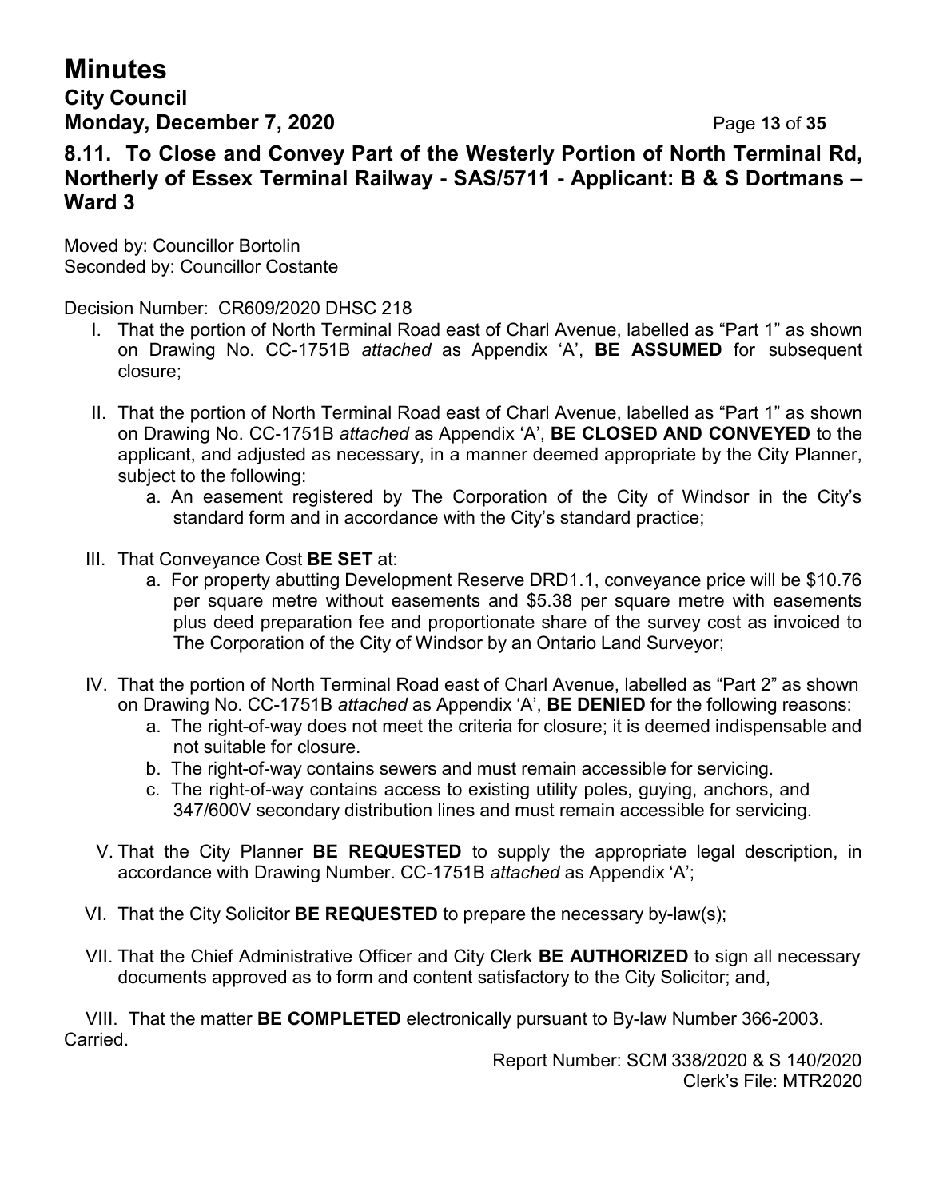### 8.11. To Close and Convey Part of the Westerly Portion of North Terminal Rd, Northerly of Essex Terminal Railway - SAS/5711 - Applicant: B & S Dortmans – Ward 3

Moved by: Councillor Bortolin
Seconded by: Councillor Costante

Decision Number: CR609/2020 DHSC 218

I. That the portion of North Terminal Road east of Charl Avenue, labelled as "Part 1" as shown on Drawing No. CC-1751B *attached* as Appendix 'A', **BE ASSUMED** for subsequent closure;

II. That the portion of North Terminal Road east of Charl Avenue, labelled as "Part 1" as shown on Drawing No. CC-1751B *attached* as Appendix 'A', **BE CLOSED AND CONVEYED** to the applicant, and adjusted as necessary, in a manner deemed appropriate by the City Planner, subject to the following:
   a. An easement registered by The Corporation of the City of Windsor in the City's standard form and in accordance with the City's standard practice;

III. That Conveyance Cost **BE SET** at:
   a. For property abutting Development Reserve DRD1.1, conveyance price will be $10.76 per square metre without easements and $5.38 per square metre with easements plus deed preparation fee and proportionate share of the survey cost as invoiced to The Corporation of the City of Windsor by an Ontario Land Surveyor;

IV. That the portion of North Terminal Road east of Charl Avenue, labelled as "Part 2" as shown on Drawing No. CC-1751B *attached* as Appendix 'A', **BE DENIED** for the following reasons:
   a. The right-of-way does not meet the criteria for closure; it is deemed indispensable and not suitable for closure.
   b. The right-of-way contains sewers and must remain accessible for servicing.
   c. The right-of-way contains access to existing utility poles, guying, anchors, and 347/600V secondary distribution lines and must remain accessible for servicing.

V. That the City Planner **BE REQUESTED** to supply the appropriate legal description, in accordance with Drawing Number. CC-1751B *attached* as Appendix 'A';

VI. That the City Solicitor **BE REQUESTED** to prepare the necessary by-law(s);

VII. That the Chief Administrative Officer and City Clerk **BE AUTHORIZED** to sign all necessary documents approved as to form and content satisfactory to the City Solicitor; and,

VIII. That the matter **BE COMPLETED** electronically pursuant to By-law Number 366-2003.

Carried.

Report Number: SCM 338/2020 & S 140/2020
Clerk's File: MTR2020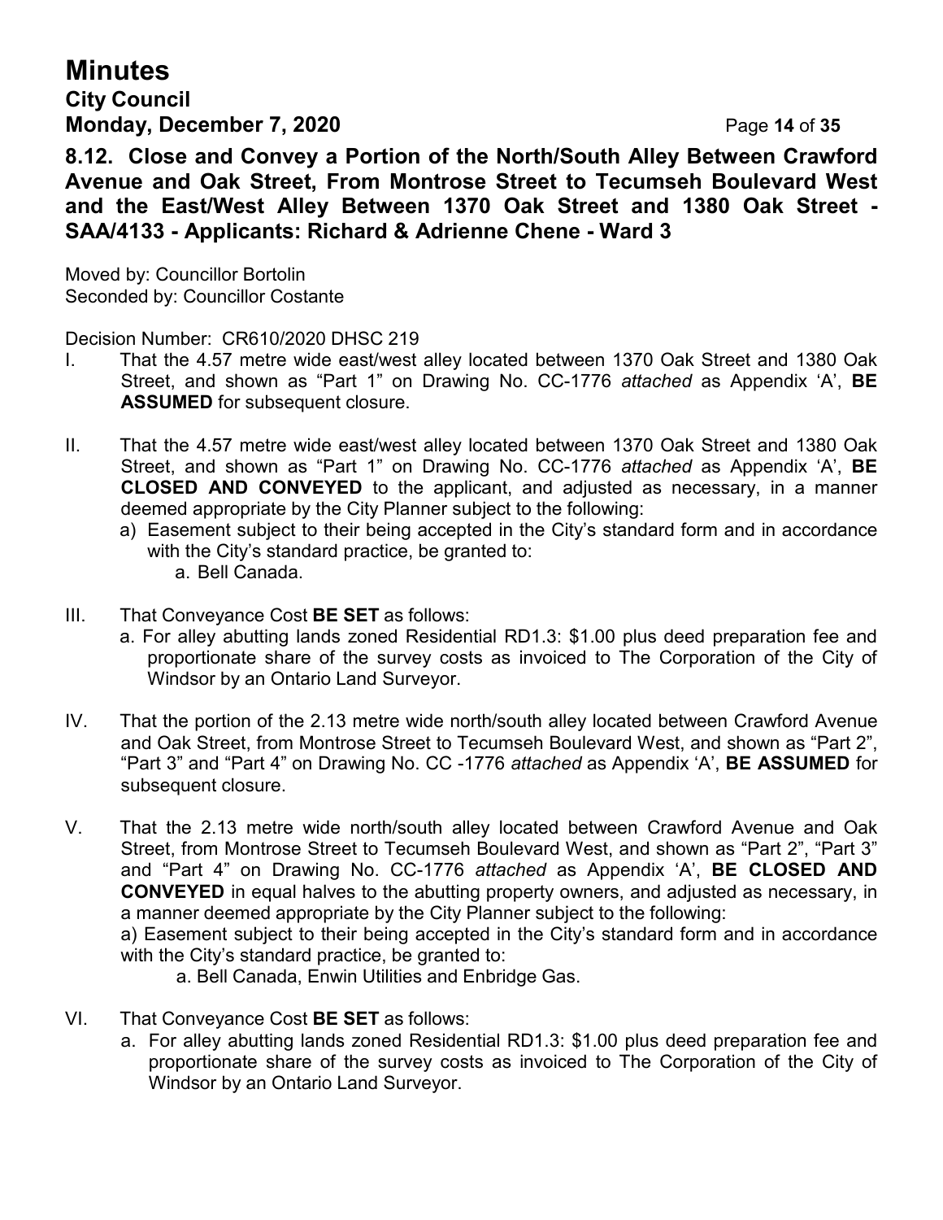## 8.12. Close and Convey a Portion of the North/South Alley Between Crawford Avenue and Oak Street, From Montrose Street to Tecumseh Boulevard West and the East/West Alley Between 1370 Oak Street and 1380 Oak Street - SAA/4133 - Applicants: Richard & Adrienne Chene - Ward 3

Moved by: Councillor Bortolin
Seconded by: Councillor Costante

Decision Number: CR610/2020 DHSC 219

I. That the 4.57 metre wide east/west alley located between 1370 Oak Street and 1380 Oak Street, and shown as "Part 1" on Drawing No. CC-1776 *attached* as Appendix 'A', **BE ASSUMED** for subsequent closure.

II. That the 4.57 metre wide east/west alley located between 1370 Oak Street and 1380 Oak Street, and shown as "Part 1" on Drawing No. CC-1776 *attached* as Appendix 'A', **BE CLOSED AND CONVEYED** to the applicant, and adjusted as necessary, in a manner deemed appropriate by the City Planner subject to the following:
   a) Easement subject to their being accepted in the City's standard form and in accordance with the City's standard practice, be granted to:
      a. Bell Canada.

III. That Conveyance Cost **BE SET** as follows:
   a. For alley abutting lands zoned Residential RD1.3: $1.00 plus deed preparation fee and proportionate share of the survey costs as invoiced to The Corporation of the City of Windsor by an Ontario Land Surveyor.

IV. That the portion of the 2.13 metre wide north/south alley located between Crawford Avenue and Oak Street, from Montrose Street to Tecumseh Boulevard West, and shown as "Part 2", "Part 3" and "Part 4" on Drawing No. CC -1776 *attached* as Appendix 'A', **BE ASSUMED** for subsequent closure.

V. That the 2.13 metre wide north/south alley located between Crawford Avenue and Oak Street, from Montrose Street to Tecumseh Boulevard West, and shown as "Part 2", "Part 3" and "Part 4" on Drawing No. CC-1776 *attached* as Appendix 'A', **BE CLOSED AND CONVEYED** in equal halves to the abutting property owners, and adjusted as necessary, in a manner deemed appropriate by the City Planner subject to the following:
   a) Easement subject to their being accepted in the City's standard form and in accordance with the City's standard practice, be granted to:
      a. Bell Canada, Enwin Utilities and Enbridge Gas.

VI. That Conveyance Cost **BE SET** as follows:
   a. For alley abutting lands zoned Residential RD1.3: $1.00 plus deed preparation fee and proportionate share of the survey costs as invoiced to The Corporation of the City of Windsor by an Ontario Land Surveyor.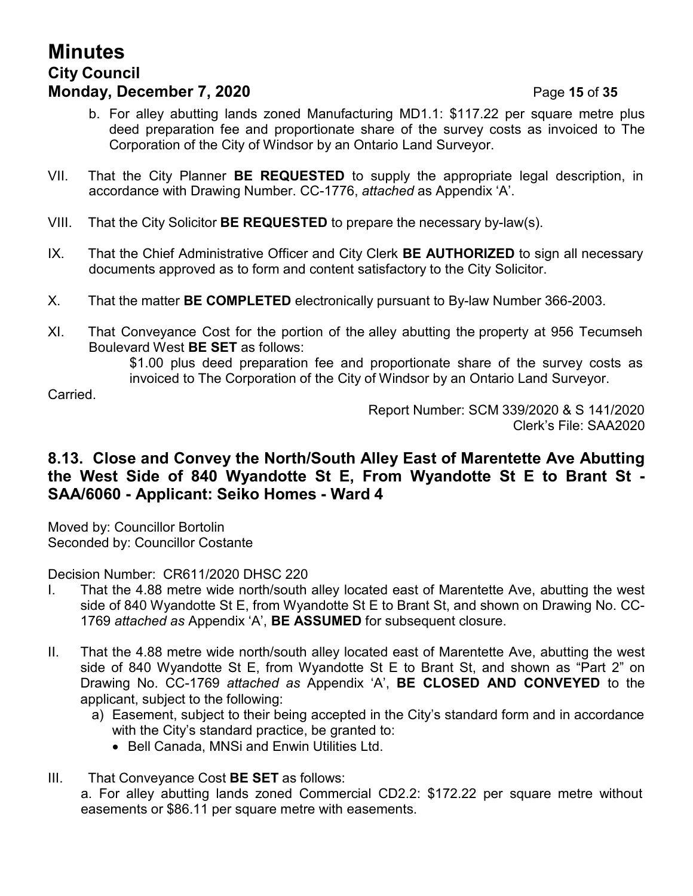b. For alley abutting lands zoned Manufacturing MD1.1: $117.22 per square metre plus deed preparation fee and proportionate share of the survey costs as invoiced to The Corporation of the City of Windsor by an Ontario Land Surveyor.

VII. That the City Planner **BE REQUESTED** to supply the appropriate legal description, in accordance with Drawing Number. CC-1776, *attached* as Appendix 'A'.

VIII. That the City Solicitor **BE REQUESTED** to prepare the necessary by-law(s).

IX. That the Chief Administrative Officer and City Clerk **BE AUTHORIZED** to sign all necessary documents approved as to form and content satisfactory to the City Solicitor.

X. That the matter **BE COMPLETED** electronically pursuant to By-law Number 366-2003.

XI. That Conveyance Cost for the portion of the alley abutting the property at 956 Tecumseh Boulevard West **BE SET** as follows:

$1.00 plus deed preparation fee and proportionate share of the survey costs as invoiced to The Corporation of the City of Windsor by an Ontario Land Surveyor.

Carried.

Report Number: SCM 339/2020 & S 141/2020
Clerk's File: SAA2020

## 8.13. Close and Convey the North/South Alley East of Marentette Ave Abutting the West Side of 840 Wyandotte St E, From Wyandotte St E to Brant St - SAA/6060 - Applicant: Seiko Homes - Ward 4

Moved by: Councillor Bortolin
Seconded by: Councillor Costante

Decision Number: CR611/2020 DHSC 220

I. That the 4.88 metre wide north/south alley located east of Marentette Ave, abutting the west side of 840 Wyandotte St E, from Wyandotte St E to Brant St, and shown on Drawing No. CC-1769 *attached as* Appendix 'A', **BE ASSUMED** for subsequent closure.

II. That the 4.88 metre wide north/south alley located east of Marentette Ave, abutting the west side of 840 Wyandotte St E, from Wyandotte St E to Brant St, and shown as "Part 2" on Drawing No. CC-1769 *attached as* Appendix 'A', **BE CLOSED AND CONVEYED** to the applicant, subject to the following:

   a) Easement, subject to their being accepted in the City's standard form and in accordance with the City's standard practice, be granted to:
      - Bell Canada, MNSi and Enwin Utilities Ltd.

III. That Conveyance Cost **BE SET** as follows:

a. For alley abutting lands zoned Commercial CD2.2: $172.22 per square metre without easements or $86.11 per square metre with easements.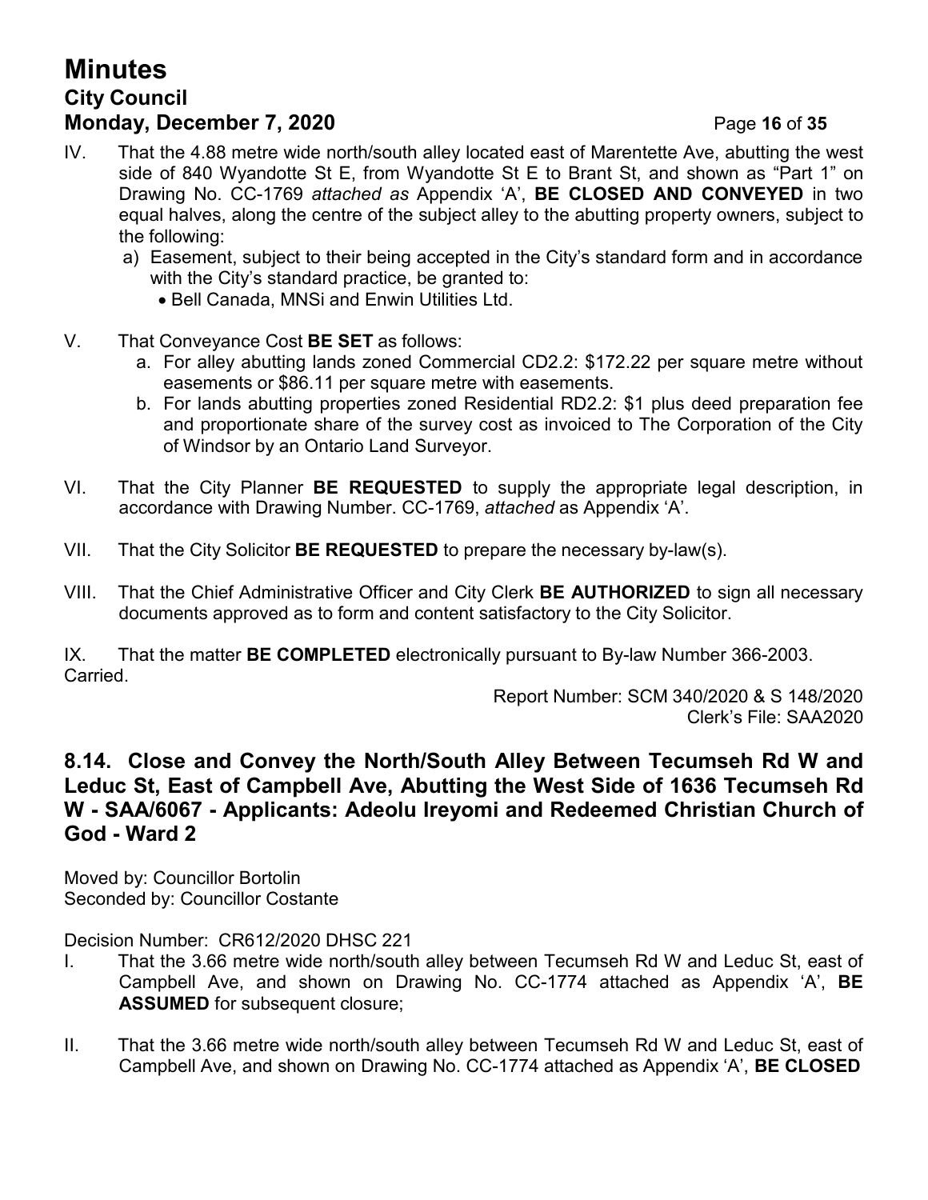IV. That the 4.88 metre wide north/south alley located east of Marentette Ave, abutting the west side of 840 Wyandotte St E, from Wyandotte St E to Brant St, and shown as "Part 1" on Drawing No. CC-1769 *attached as* Appendix 'A', **BE CLOSED AND CONVEYED** in two equal halves, along the centre of the subject alley to the abutting property owners, subject to the following:

  a) Easement, subject to their being accepted in the City's standard form and in accordance with the City's standard practice, be granted to:
     - Bell Canada, MNSi and Enwin Utilities Ltd.

V. That Conveyance Cost **BE SET** as follows:

  a. For alley abutting lands zoned Commercial CD2.2: $172.22 per square metre without easements or $86.11 per square metre with easements.
  b. For lands abutting properties zoned Residential RD2.2: $1 plus deed preparation fee and proportionate share of the survey cost as invoiced to The Corporation of the City of Windsor by an Ontario Land Surveyor.

VI. That the City Planner **BE REQUESTED** to supply the appropriate legal description, in accordance with Drawing Number. CC-1769, *attached* as Appendix 'A'.

VII. That the City Solicitor **BE REQUESTED** to prepare the necessary by-law(s).

VIII. That the Chief Administrative Officer and City Clerk **BE AUTHORIZED** to sign all necessary documents approved as to form and content satisfactory to the City Solicitor.

IX. That the matter **BE COMPLETED** electronically pursuant to By-law Number 366-2003.

Carried.

Report Number: SCM 340/2020 & S 148/2020
Clerk's File: SAA2020

## 8.14. Close and Convey the North/South Alley Between Tecumseh Rd W and Leduc St, East of Campbell Ave, Abutting the West Side of 1636 Tecumseh Rd W - SAA/6067 - Applicants: Adeolu Ireyomi and Redeemed Christian Church of God - Ward 2

Moved by: Councillor Bortolin
Seconded by: Councillor Costante

Decision Number: CR612/2020 DHSC 221

I. That the 3.66 metre wide north/south alley between Tecumseh Rd W and Leduc St, east of Campbell Ave, and shown on Drawing No. CC-1774 attached as Appendix 'A', **BE ASSUMED** for subsequent closure;

II. That the 3.66 metre wide north/south alley between Tecumseh Rd W and Leduc St, east of Campbell Ave, and shown on Drawing No. CC-1774 attached as Appendix 'A', **BE CLOSED**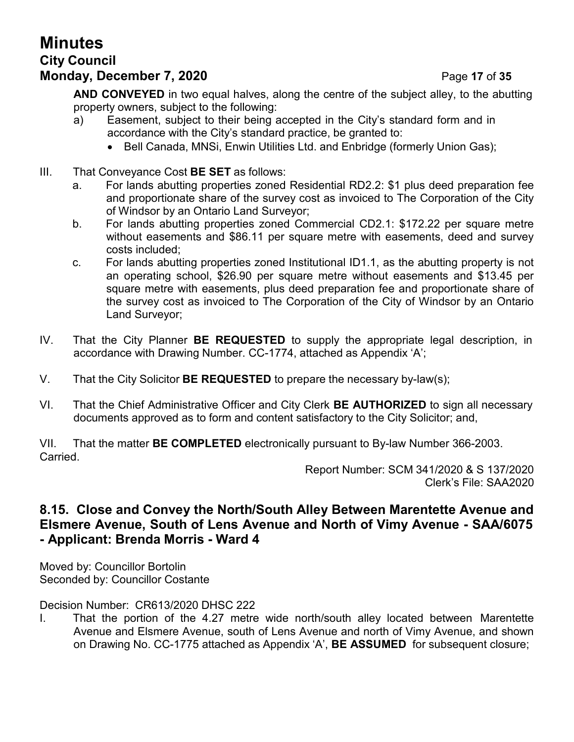**AND CONVEYED** in two equal halves, along the centre of the subject alley, to the abutting property owners, subject to the following:

a) Easement, subject to their being accepted in the City's standard form and in accordance with the City's standard practice, be granted to:
   - Bell Canada, MNSi, Enwin Utilities Ltd. and Enbridge (formerly Union Gas);

III. That Conveyance Cost **BE SET** as follows:

a. For lands abutting properties zoned Residential RD2.2: $1 plus deed preparation fee and proportionate share of the survey cost as invoiced to The Corporation of the City of Windsor by an Ontario Land Surveyor;

b. For lands abutting properties zoned Commercial CD2.1: $172.22 per square metre without easements and $86.11 per square metre with easements, deed and survey costs included;

c. For lands abutting properties zoned Institutional ID1.1, as the abutting property is not an operating school, $26.90 per square metre without easements and $13.45 per square metre with easements, plus deed preparation fee and proportionate share of the survey cost as invoiced to The Corporation of the City of Windsor by an Ontario Land Surveyor;

IV. That the City Planner **BE REQUESTED** to supply the appropriate legal description, in accordance with Drawing Number. CC-1774, attached as Appendix 'A';

V. That the City Solicitor **BE REQUESTED** to prepare the necessary by-law(s);

VI. That the Chief Administrative Officer and City Clerk **BE AUTHORIZED** to sign all necessary documents approved as to form and content satisfactory to the City Solicitor; and,

VII. That the matter **BE COMPLETED** electronically pursuant to By-law Number 366-2003.

Carried.

Report Number: SCM 341/2020 & S 137/2020
Clerk's File: SAA2020

## 8.15. Close and Convey the North/South Alley Between Marentette Avenue and Elsmere Avenue, South of Lens Avenue and North of Vimy Avenue - SAA/6075 - Applicant: Brenda Morris - Ward 4

Moved by: Councillor Bortolin
Seconded by: Councillor Costante

Decision Number: CR613/2020 DHSC 222

I. That the portion of the 4.27 metre wide north/south alley located between Marentette Avenue and Elsmere Avenue, south of Lens Avenue and north of Vimy Avenue, and shown on Drawing No. CC-1775 attached as Appendix 'A', **BE ASSUMED** for subsequent closure;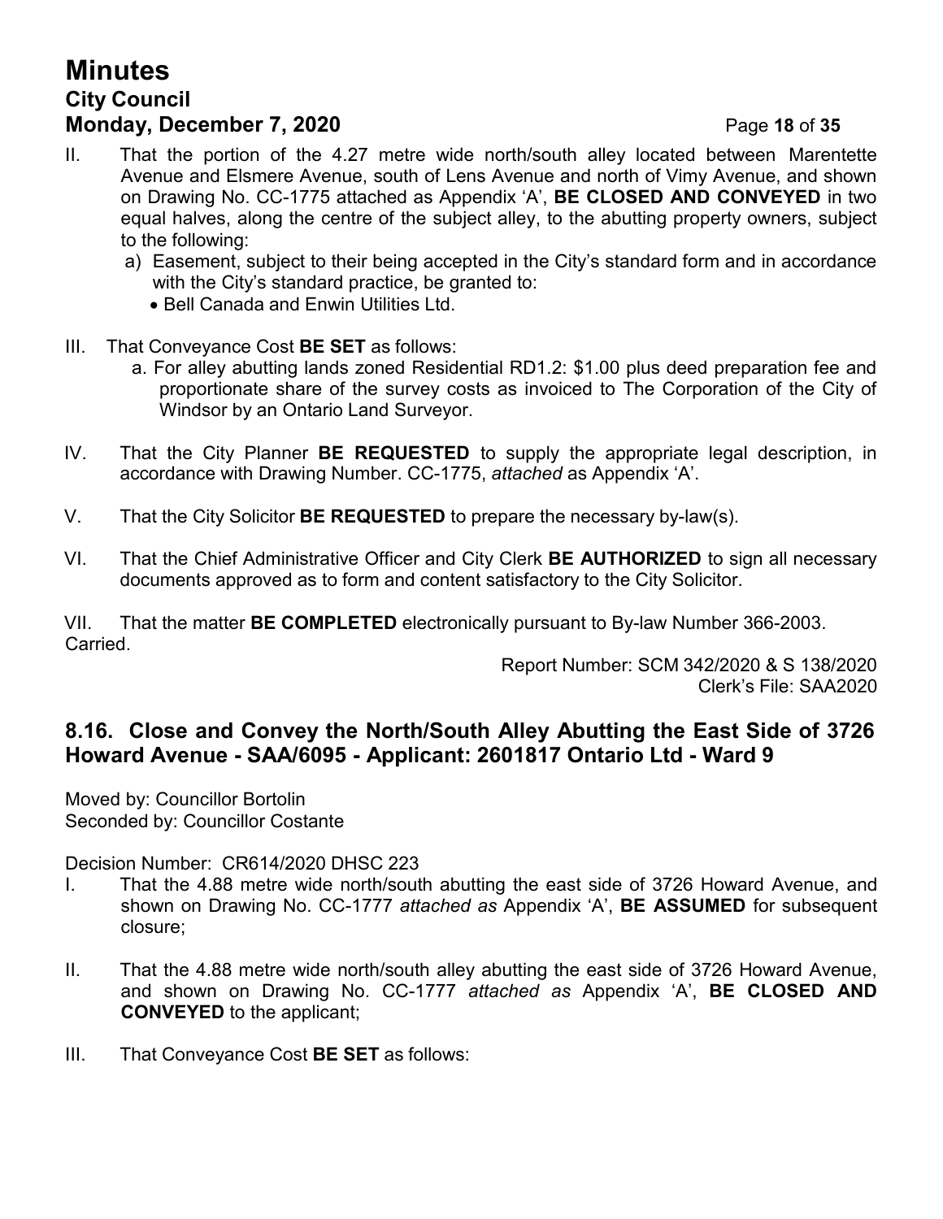II. That the portion of the 4.27 metre wide north/south alley located between Marentette Avenue and Elsmere Avenue, south of Lens Avenue and north of Vimy Avenue, and shown on Drawing No. CC-1775 attached as Appendix 'A', **BE CLOSED AND CONVEYED** in two equal halves, along the centre of the subject alley, to the abutting property owners, subject to the following:
   a) Easement, subject to their being accepted in the City's standard form and in accordance with the City's standard practice, be granted to:
      - Bell Canada and Enwin Utilities Ltd.

III. That Conveyance Cost **BE SET** as follows:
   a. For alley abutting lands zoned Residential RD1.2: $1.00 plus deed preparation fee and proportionate share of the survey costs as invoiced to The Corporation of the City of Windsor by an Ontario Land Surveyor.

IV. That the City Planner **BE REQUESTED** to supply the appropriate legal description, in accordance with Drawing Number. CC-1775, *attached* as Appendix 'A'.

V. That the City Solicitor **BE REQUESTED** to prepare the necessary by-law(s).

VI. That the Chief Administrative Officer and City Clerk **BE AUTHORIZED** to sign all necessary documents approved as to form and content satisfactory to the City Solicitor.

VII. That the matter **BE COMPLETED** electronically pursuant to By-law Number 366-2003.
Carried.

Report Number: SCM 342/2020 & S 138/2020
Clerk's File: SAA2020

## 8.16. Close and Convey the North/South Alley Abutting the East Side of 3726 Howard Avenue - SAA/6095 - Applicant: 2601817 Ontario Ltd - Ward 9

Moved by: Councillor Bortolin
Seconded by: Councillor Costante

Decision Number: CR614/2020 DHSC 223

I. That the 4.88 metre wide north/south abutting the east side of 3726 Howard Avenue, and shown on Drawing No. CC-1777 *attached as* Appendix 'A', **BE ASSUMED** for subsequent closure;

II. That the 4.88 metre wide north/south alley abutting the east side of 3726 Howard Avenue, and shown on Drawing No. CC-1777 *attached as* Appendix 'A', **BE CLOSED AND CONVEYED** to the applicant;

III. That Conveyance Cost **BE SET** as follows: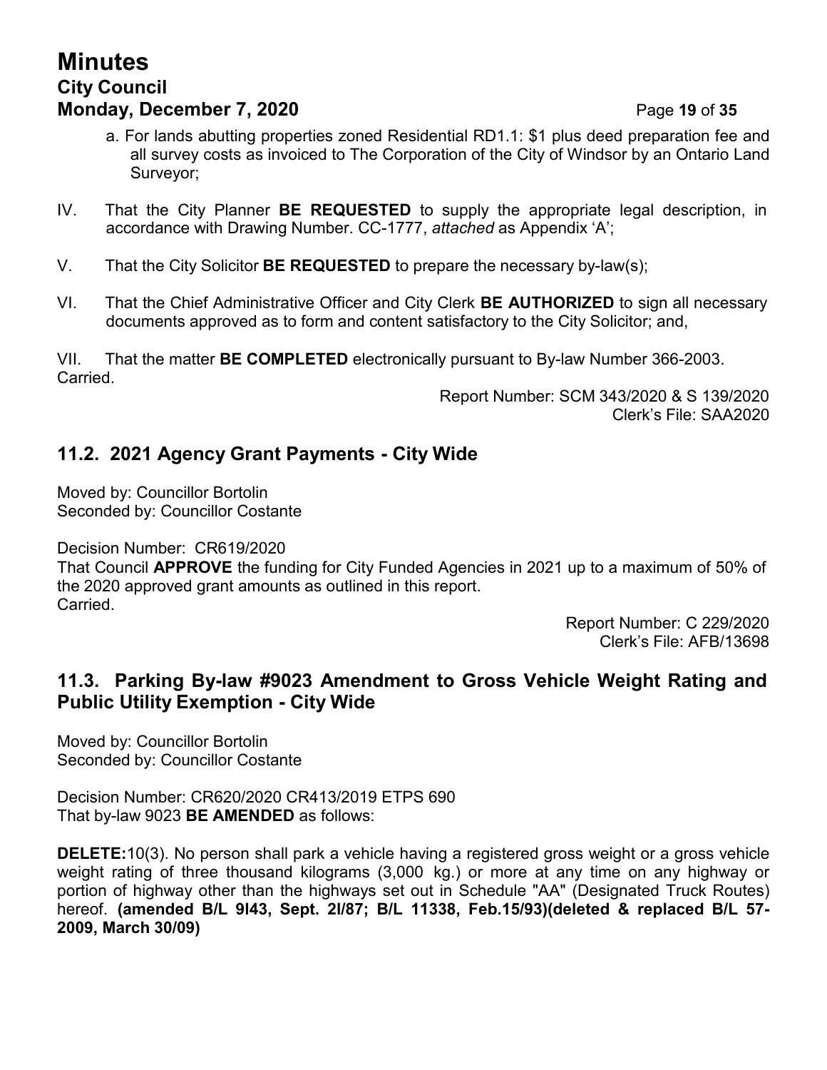a. For lands abutting properties zoned Residential RD1.1: $1 plus deed preparation fee and all survey costs as invoiced to The Corporation of the City of Windsor by an Ontario Land Surveyor;

IV. That the City Planner **BE REQUESTED** to supply the appropriate legal description, in accordance with Drawing Number. CC-1777, *attached* as Appendix 'A';

V. That the City Solicitor **BE REQUESTED** to prepare the necessary by-law(s);

VI. That the Chief Administrative Officer and City Clerk **BE AUTHORIZED** to sign all necessary documents approved as to form and content satisfactory to the City Solicitor; and,

VII. That the matter **BE COMPLETED** electronically pursuant to By-law Number 366-2003.
Carried.

Report Number: SCM 343/2020 & S 139/2020
Clerk's File: SAA2020

## 11.2. 2021 Agency Grant Payments - City Wide

Moved by: Councillor Bortolin
Seconded by: Councillor Costante

Decision Number: CR619/2020
That Council **APPROVE** the funding for City Funded Agencies in 2021 up to a maximum of 50% of the 2020 approved grant amounts as outlined in this report.
Carried.

Report Number: C 229/2020
Clerk's File: AFB/13698

## 11.3. Parking By-law #9023 Amendment to Gross Vehicle Weight Rating and Public Utility Exemption - City Wide

Moved by: Councillor Bortolin
Seconded by: Councillor Costante

Decision Number: CR620/2020 CR413/2019 ETPS 690
That by-law 9023 **BE AMENDED** as follows:

**DELETE:**10(3). No person shall park a vehicle having a registered gross weight or a gross vehicle weight rating of three thousand kilograms (3,000 kg.) or more at any time on any highway or portion of highway other than the highways set out in Schedule "AA" (Designated Truck Routes) hereof. **(amended B/L 9l43, Sept. 2l/87; B/L 11338, Feb.15/93)(deleted & replaced B/L 57-2009, March 30/09)**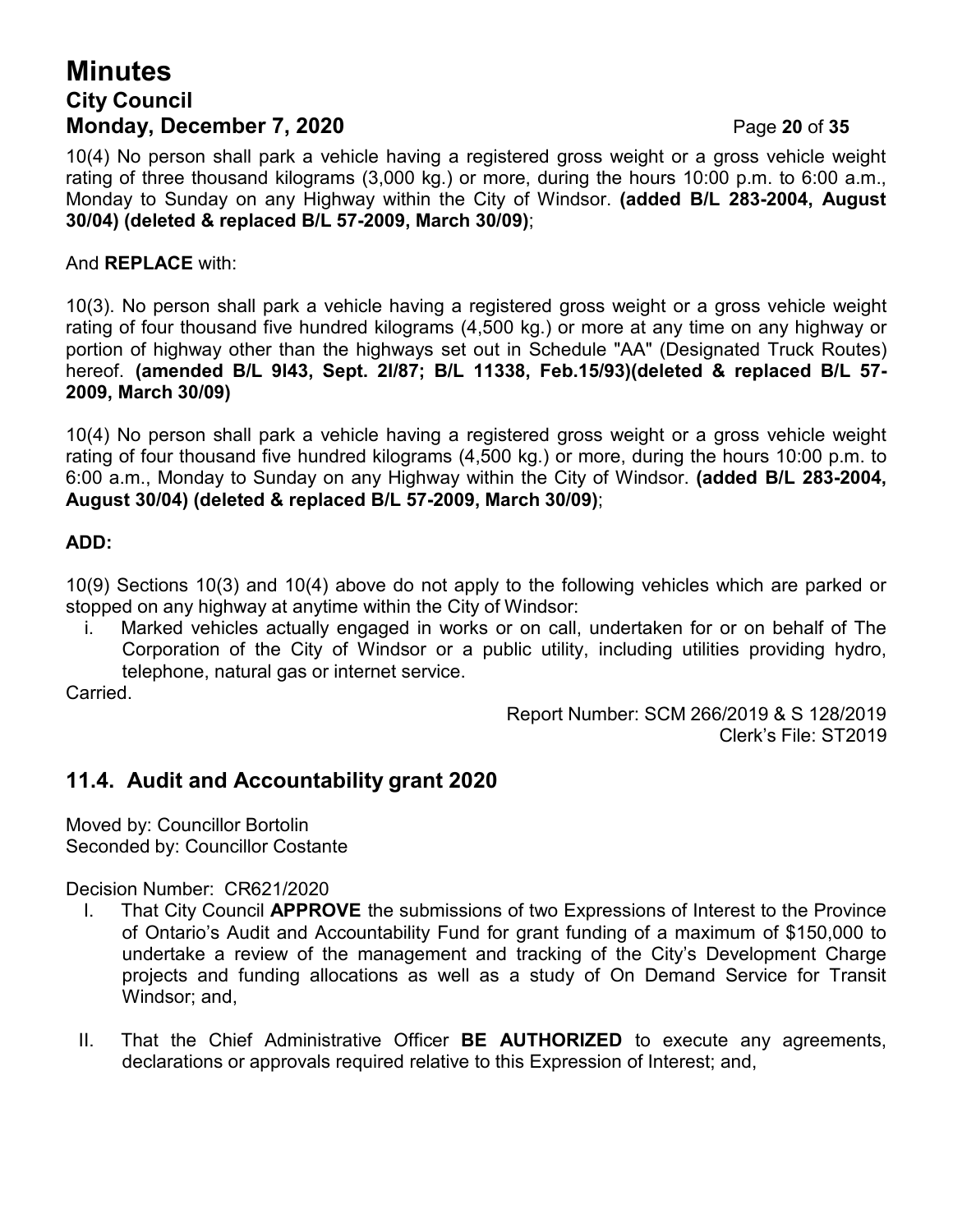10(4) No person shall park a vehicle having a registered gross weight or a gross vehicle weight rating of three thousand kilograms (3,000 kg.) or more, during the hours 10:00 p.m. to 6:00 a.m., Monday to Sunday on any Highway within the City of Windsor. **(added B/L 283-2004, August 30/04) (deleted & replaced B/L 57-2009, March 30/09)**;

And **REPLACE** with:

10(3). No person shall park a vehicle having a registered gross weight or a gross vehicle weight rating of four thousand five hundred kilograms (4,500 kg.) or more at any time on any highway or portion of highway other than the highways set out in Schedule "AA" (Designated Truck Routes) hereof. **(amended B/L 9l43, Sept. 2l/87; B/L 11338, Feb.15/93)(deleted & replaced B/L 57-2009, March 30/09)**

10(4) No person shall park a vehicle having a registered gross weight or a gross vehicle weight rating of four thousand five hundred kilograms (4,500 kg.) or more, during the hours 10:00 p.m. to 6:00 a.m., Monday to Sunday on any Highway within the City of Windsor. **(added B/L 283-2004, August 30/04) (deleted & replaced B/L 57-2009, March 30/09)**;

**ADD:**

10(9) Sections 10(3) and 10(4) above do not apply to the following vehicles which are parked or stopped on any highway at anytime within the City of Windsor:

i. Marked vehicles actually engaged in works or on call, undertaken for or on behalf of The Corporation of the City of Windsor or a public utility, including utilities providing hydro, telephone, natural gas or internet service.

Carried.

Report Number: SCM 266/2019 & S 128/2019
Clerk's File: ST2019

## 11.4. Audit and Accountability grant 2020

Moved by: Councillor Bortolin
Seconded by: Councillor Costante

Decision Number: CR621/2020

I. That City Council **APPROVE** the submissions of two Expressions of Interest to the Province of Ontario's Audit and Accountability Fund for grant funding of a maximum of $150,000 to undertake a review of the management and tracking of the City's Development Charge projects and funding allocations as well as a study of On Demand Service for Transit Windsor; and,

II. That the Chief Administrative Officer **BE AUTHORIZED** to execute any agreements, declarations or approvals required relative to this Expression of Interest; and,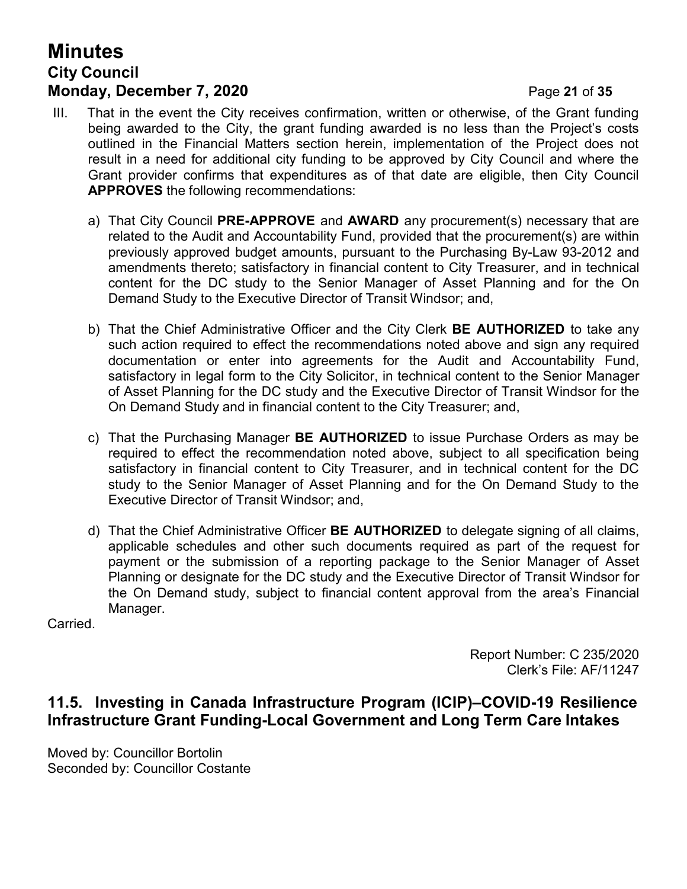III. That in the event the City receives confirmation, written or otherwise, of the Grant funding being awarded to the City, the grant funding awarded is no less than the Project's costs outlined in the Financial Matters section herein, implementation of the Project does not result in a need for additional city funding to be approved by City Council and where the Grant provider confirms that expenditures as of that date are eligible, then City Council **APPROVES** the following recommendations:

   a) That City Council **PRE-APPROVE** and **AWARD** any procurement(s) necessary that are related to the Audit and Accountability Fund, provided that the procurement(s) are within previously approved budget amounts, pursuant to the Purchasing By-Law 93-2012 and amendments thereto; satisfactory in financial content to City Treasurer, and in technical content for the DC study to the Senior Manager of Asset Planning and for the On Demand Study to the Executive Director of Transit Windsor; and,

   b) That the Chief Administrative Officer and the City Clerk **BE AUTHORIZED** to take any such action required to effect the recommendations noted above and sign any required documentation or enter into agreements for the Audit and Accountability Fund, satisfactory in legal form to the City Solicitor, in technical content to the Senior Manager of Asset Planning for the DC study and the Executive Director of Transit Windsor for the On Demand Study and in financial content to the City Treasurer; and,

   c) That the Purchasing Manager **BE AUTHORIZED** to issue Purchase Orders as may be required to effect the recommendation noted above, subject to all specification being satisfactory in financial content to City Treasurer, and in technical content for the DC study to the Senior Manager of Asset Planning and for the On Demand Study to the Executive Director of Transit Windsor; and,

   d) That the Chief Administrative Officer **BE AUTHORIZED** to delegate signing of all claims, applicable schedules and other such documents required as part of the request for payment or the submission of a reporting package to the Senior Manager of Asset Planning or designate for the DC study and the Executive Director of Transit Windsor for the On Demand study, subject to financial content approval from the area's Financial Manager.

Carried.

Report Number: C 235/2020
Clerk's File: AF/11247

## 11.5. Investing in Canada Infrastructure Program (ICIP)–COVID-19 Resilience Infrastructure Grant Funding-Local Government and Long Term Care Intakes

Moved by: Councillor Bortolin
Seconded by: Councillor Costante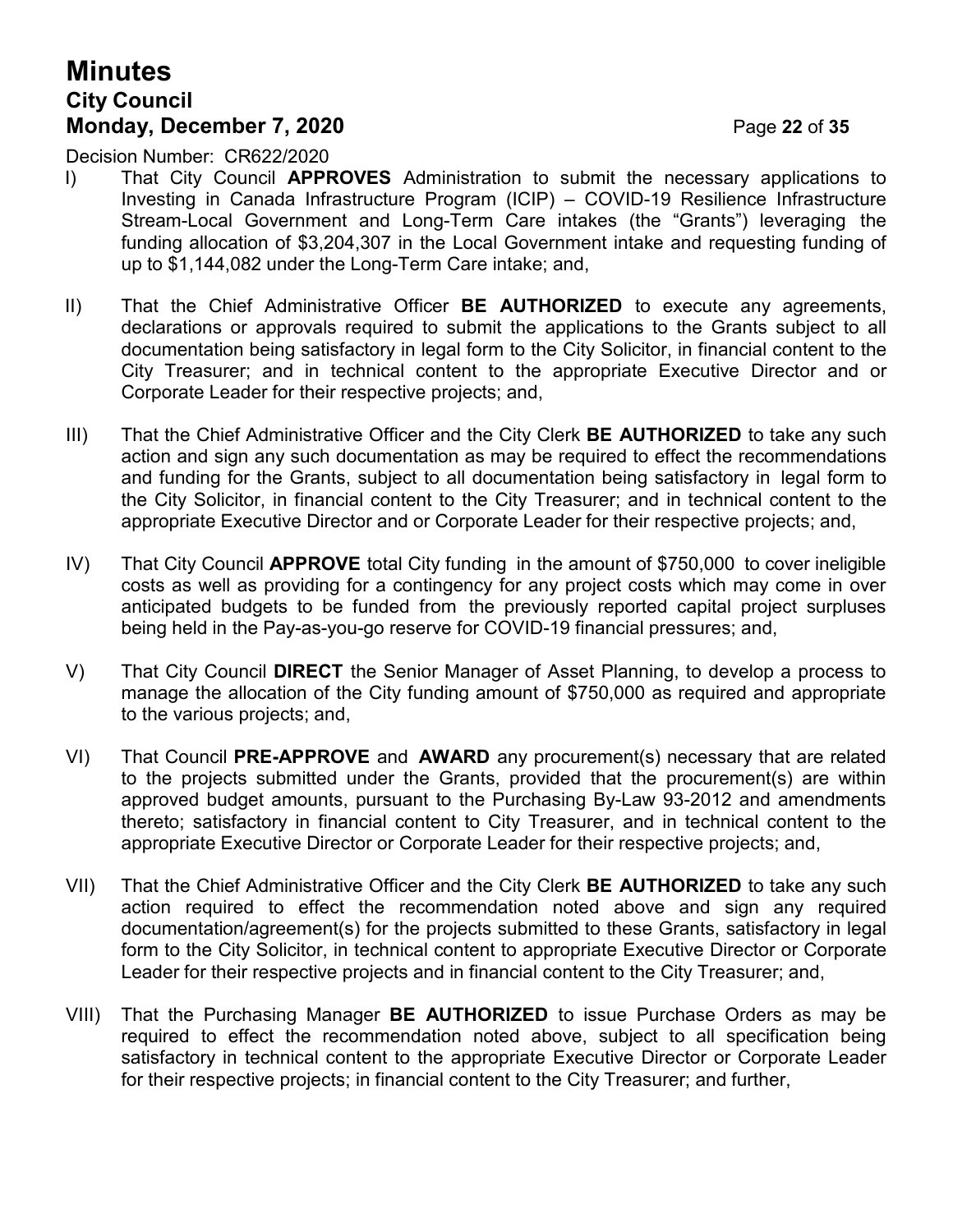Decision Number: CR622/2020

I) That City Council **APPROVES** Administration to submit the necessary applications to Investing in Canada Infrastructure Program (ICIP) – COVID-19 Resilience Infrastructure Stream-Local Government and Long-Term Care intakes (the "Grants") leveraging the funding allocation of $3,204,307 in the Local Government intake and requesting funding of up to $1,144,082 under the Long-Term Care intake; and,

II) That the Chief Administrative Officer **BE AUTHORIZED** to execute any agreements, declarations or approvals required to submit the applications to the Grants subject to all documentation being satisfactory in legal form to the City Solicitor, in financial content to the City Treasurer; and in technical content to the appropriate Executive Director and or Corporate Leader for their respective projects; and,

III) That the Chief Administrative Officer and the City Clerk **BE AUTHORIZED** to take any such action and sign any such documentation as may be required to effect the recommendations and funding for the Grants, subject to all documentation being satisfactory in legal form to the City Solicitor, in financial content to the City Treasurer; and in technical content to the appropriate Executive Director and or Corporate Leader for their respective projects; and,

IV) That City Council **APPROVE** total City funding in the amount of $750,000 to cover ineligible costs as well as providing for a contingency for any project costs which may come in over anticipated budgets to be funded from the previously reported capital project surpluses being held in the Pay-as-you-go reserve for COVID-19 financial pressures; and,

V) That City Council **DIRECT** the Senior Manager of Asset Planning, to develop a process to manage the allocation of the City funding amount of $750,000 as required and appropriate to the various projects; and,

VI) That Council **PRE-APPROVE** and **AWARD** any procurement(s) necessary that are related to the projects submitted under the Grants, provided that the procurement(s) are within approved budget amounts, pursuant to the Purchasing By-Law 93-2012 and amendments thereto; satisfactory in financial content to City Treasurer, and in technical content to the appropriate Executive Director or Corporate Leader for their respective projects; and,

VII) That the Chief Administrative Officer and the City Clerk **BE AUTHORIZED** to take any such action required to effect the recommendation noted above and sign any required documentation/agreement(s) for the projects submitted to these Grants, satisfactory in legal form to the City Solicitor, in technical content to appropriate Executive Director or Corporate Leader for their respective projects and in financial content to the City Treasurer; and,

VIII) That the Purchasing Manager **BE AUTHORIZED** to issue Purchase Orders as may be required to effect the recommendation noted above, subject to all specification being satisfactory in technical content to the appropriate Executive Director or Corporate Leader for their respective projects; in financial content to the City Treasurer; and further,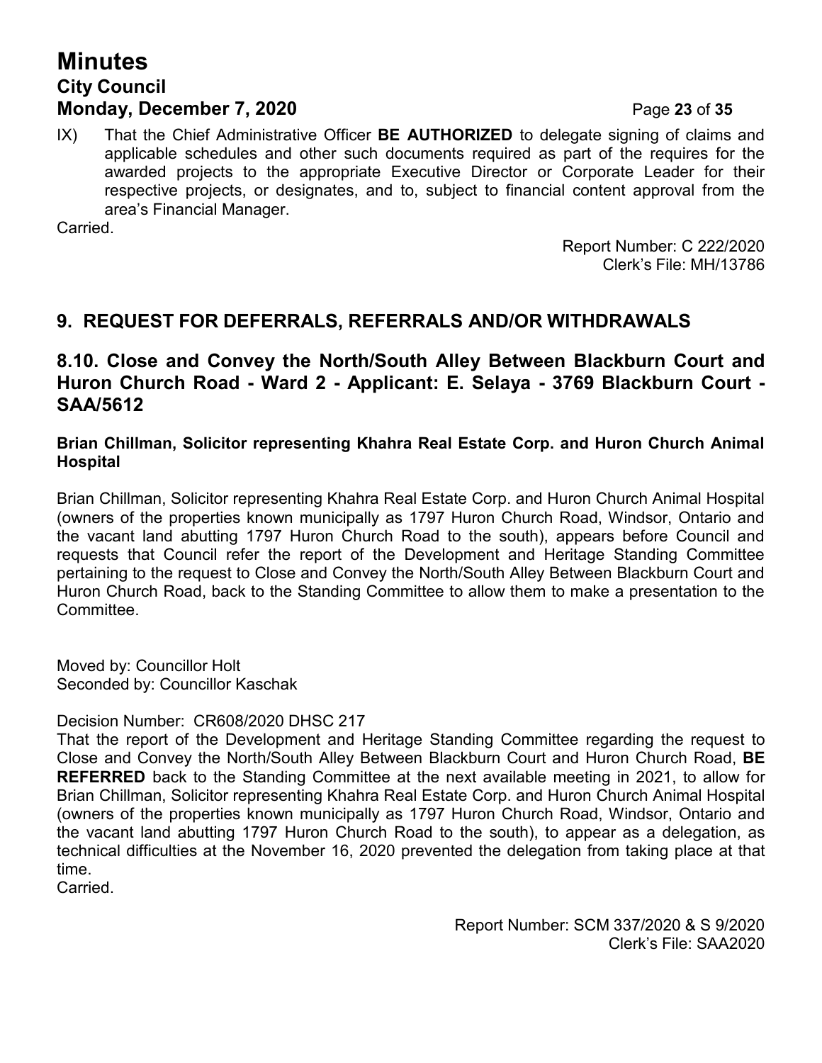IX) That the Chief Administrative Officer **BE AUTHORIZED** to delegate signing of claims and applicable schedules and other such documents required as part of the requires for the awarded projects to the appropriate Executive Director or Corporate Leader for their respective projects, or designates, and to, subject to financial content approval from the area's Financial Manager.

Carried.

Report Number: C 222/2020
Clerk's File: MH/13786

## 9. REQUEST FOR DEFERRALS, REFERRALS AND/OR WITHDRAWALS

## 8.10. Close and Convey the North/South Alley Between Blackburn Court and Huron Church Road - Ward 2 - Applicant: E. Selaya - 3769 Blackburn Court - SAA/5612

**Brian Chillman, Solicitor representing Khahra Real Estate Corp. and Huron Church Animal Hospital**

Brian Chillman, Solicitor representing Khahra Real Estate Corp. and Huron Church Animal Hospital (owners of the properties known municipally as 1797 Huron Church Road, Windsor, Ontario and the vacant land abutting 1797 Huron Church Road to the south), appears before Council and requests that Council refer the report of the Development and Heritage Standing Committee pertaining to the request to Close and Convey the North/South Alley Between Blackburn Court and Huron Church Road, back to the Standing Committee to allow them to make a presentation to the Committee.

Moved by: Councillor Holt
Seconded by: Councillor Kaschak

Decision Number: CR608/2020 DHSC 217
That the report of the Development and Heritage Standing Committee regarding the request to Close and Convey the North/South Alley Between Blackburn Court and Huron Church Road, **BE REFERRED** back to the Standing Committee at the next available meeting in 2021, to allow for Brian Chillman, Solicitor representing Khahra Real Estate Corp. and Huron Church Animal Hospital (owners of the properties known municipally as 1797 Huron Church Road, Windsor, Ontario and the vacant land abutting 1797 Huron Church Road to the south), to appear as a delegation, as technical difficulties at the November 16, 2020 prevented the delegation from taking place at that time.

Carried.

Report Number: SCM 337/2020 & S 9/2020
Clerk's File: SAA2020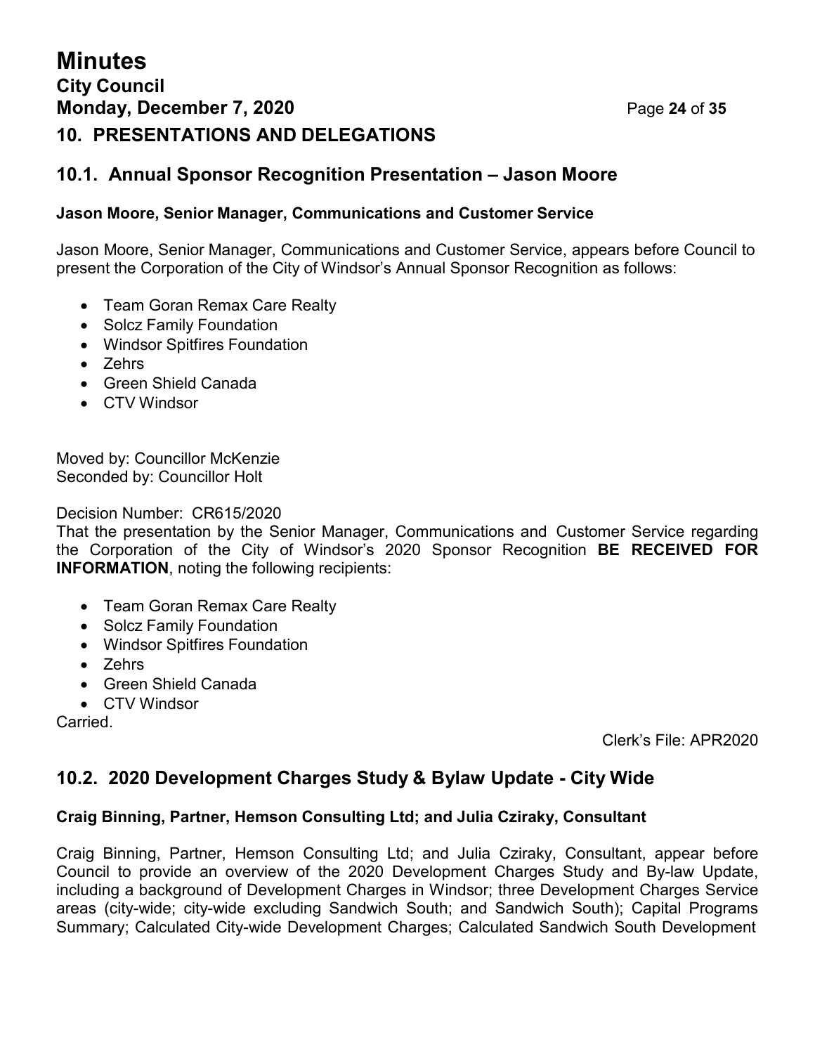## 10. PRESENTATIONS AND DELEGATIONS

### 10.1. Annual Sponsor Recognition Presentation – Jason Moore

**Jason Moore, Senior Manager, Communications and Customer Service**

Jason Moore, Senior Manager, Communications and Customer Service, appears before Council to present the Corporation of the City of Windsor's Annual Sponsor Recognition as follows:

- Team Goran Remax Care Realty
- Solcz Family Foundation
- Windsor Spitfires Foundation
- Zehrs
- Green Shield Canada
- CTV Windsor

Moved by: Councillor McKenzie
Seconded by: Councillor Holt

Decision Number: CR615/2020
That the presentation by the Senior Manager, Communications and Customer Service regarding the Corporation of the City of Windsor's 2020 Sponsor Recognition **BE RECEIVED FOR INFORMATION**, noting the following recipients:

- Team Goran Remax Care Realty
- Solcz Family Foundation
- Windsor Spitfires Foundation
- Zehrs
- Green Shield Canada
- CTV Windsor

Carried.

Clerk's File: APR2020

### 10.2. 2020 Development Charges Study & Bylaw Update - City Wide

**Craig Binning, Partner, Hemson Consulting Ltd; and Julia Cziraky, Consultant**

Craig Binning, Partner, Hemson Consulting Ltd; and Julia Cziraky, Consultant, appear before Council to provide an overview of the 2020 Development Charges Study and By-law Update, including a background of Development Charges in Windsor; three Development Charges Service areas (city-wide; city-wide excluding Sandwich South; and Sandwich South); Capital Programs Summary; Calculated City-wide Development Charges; Calculated Sandwich South Development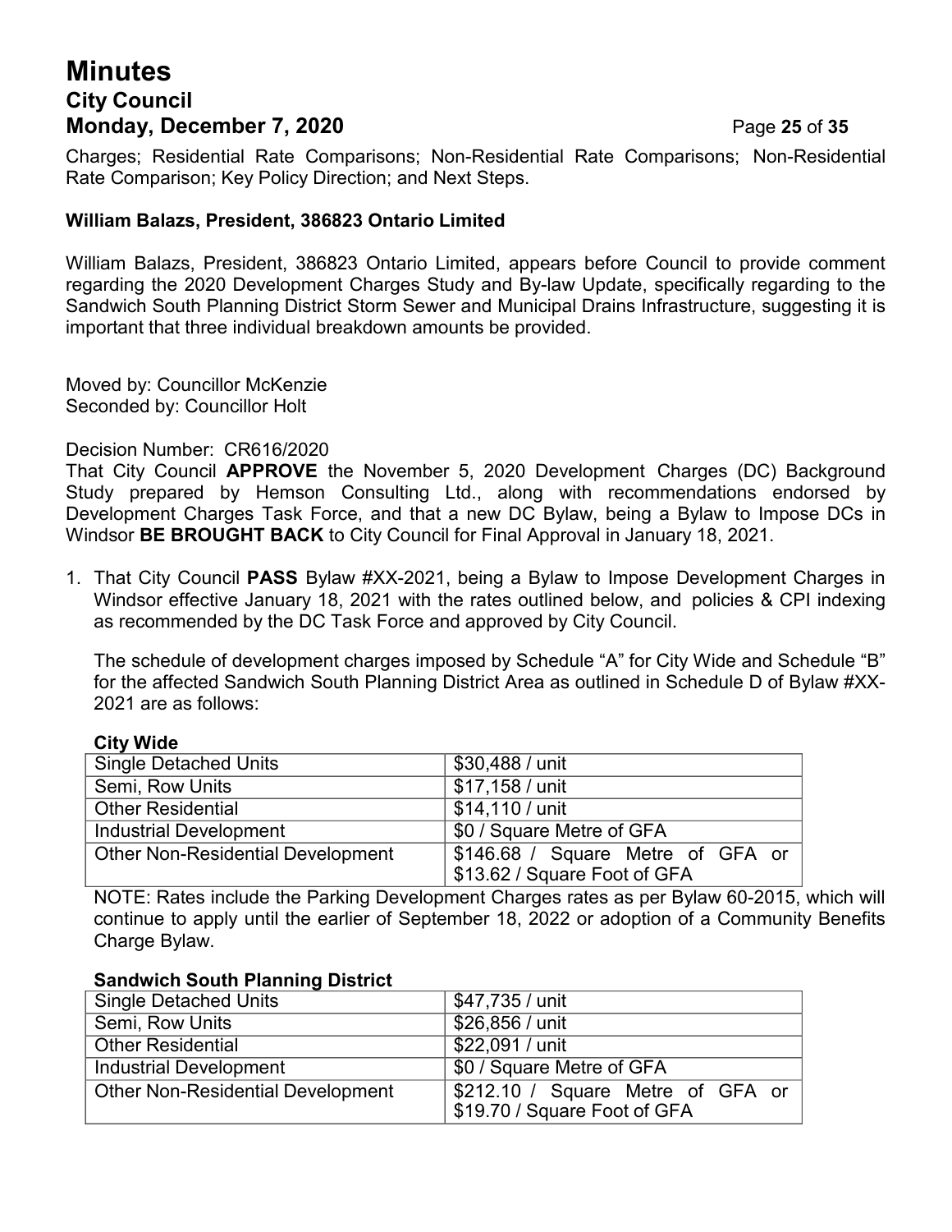Charges; Residential Rate Comparisons; Non-Residential Rate Comparisons; Non-Residential Rate Comparison; Key Policy Direction; and Next Steps.

**William Balazs, President, 386823 Ontario Limited**

William Balazs, President, 386823 Ontario Limited, appears before Council to provide comment regarding the 2020 Development Charges Study and By-law Update, specifically regarding to the Sandwich South Planning District Storm Sewer and Municipal Drains Infrastructure, suggesting it is important that three individual breakdown amounts be provided.

Moved by: Councillor McKenzie
Seconded by: Councillor Holt

Decision Number: CR616/2020
That City Council **APPROVE** the November 5, 2020 Development Charges (DC) Background Study prepared by Hemson Consulting Ltd., along with recommendations endorsed by Development Charges Task Force, and that a new DC Bylaw, being a Bylaw to Impose DCs in Windsor **BE BROUGHT BACK** to City Council for Final Approval in January 18, 2021.

1. That City Council **PASS** Bylaw #XX-2021, being a Bylaw to Impose Development Charges in Windsor effective January 18, 2021 with the rates outlined below, and policies & CPI indexing as recommended by the DC Task Force and approved by City Council.

   The schedule of development charges imposed by Schedule "A" for City Wide and Schedule "B" for the affected Sandwich South Planning District Area as outlined in Schedule D of Bylaw #XX-2021 are as follows:

   **City Wide**

   | Single Detached Units | $30,488 / unit |
   |---|---|
   | Semi, Row Units | $17,158 / unit |
   | Other Residential | $14,110 / unit |
   | Industrial Development | $0 / Square Metre of GFA |
   | Other Non-Residential Development | $146.68 / Square Metre of GFA or $13.62 / Square Foot of GFA |

   NOTE: Rates include the Parking Development Charges rates as per Bylaw 60-2015, which will continue to apply until the earlier of September 18, 2022 or adoption of a Community Benefits Charge Bylaw.

   **Sandwich South Planning District**

   | Single Detached Units | $47,735 / unit |
   |---|---|
   | Semi, Row Units | $26,856 / unit |
   | Other Residential | $22,091 / unit |
   | Industrial Development | $0 / Square Metre of GFA |
   | Other Non-Residential Development | $212.10 / Square Metre of GFA or $19.70 / Square Foot of GFA |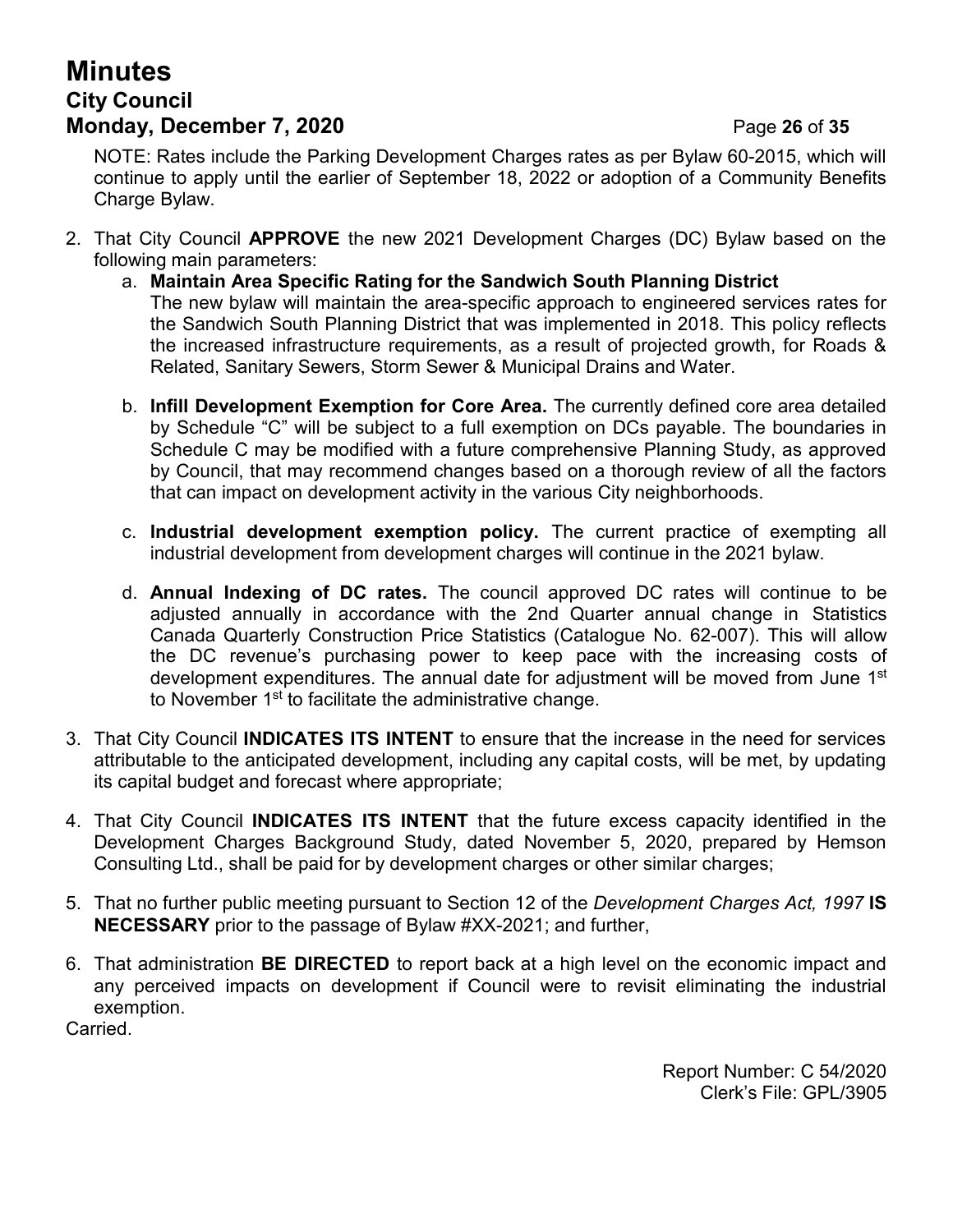NOTE: Rates include the Parking Development Charges rates as per Bylaw 60-2015, which will continue to apply until the earlier of September 18, 2022 or adoption of a Community Benefits Charge Bylaw.

2. That City Council **APPROVE** the new 2021 Development Charges (DC) Bylaw based on the following main parameters:
   a. **Maintain Area Specific Rating for the Sandwich South Planning District**
   The new bylaw will maintain the area-specific approach to engineered services rates for the Sandwich South Planning District that was implemented in 2018. This policy reflects the increased infrastructure requirements, as a result of projected growth, for Roads & Related, Sanitary Sewers, Storm Sewer & Municipal Drains and Water.

   b. **Infill Development Exemption for Core Area.** The currently defined core area detailed by Schedule "C" will be subject to a full exemption on DCs payable. The boundaries in Schedule C may be modified with a future comprehensive Planning Study, as approved by Council, that may recommend changes based on a thorough review of all the factors that can impact on development activity in the various City neighborhoods.

   c. **Industrial development exemption policy.** The current practice of exempting all industrial development from development charges will continue in the 2021 bylaw.

   d. **Annual Indexing of DC rates.** The council approved DC rates will continue to be adjusted annually in accordance with the 2nd Quarter annual change in Statistics Canada Quarterly Construction Price Statistics (Catalogue No. 62-007). This will allow the DC revenue's purchasing power to keep pace with the increasing costs of development expenditures. The annual date for adjustment will be moved from June 1st to November 1st to facilitate the administrative change.

3. That City Council **INDICATES ITS INTENT** to ensure that the increase in the need for services attributable to the anticipated development, including any capital costs, will be met, by updating its capital budget and forecast where appropriate;

4. That City Council **INDICATES ITS INTENT** that the future excess capacity identified in the Development Charges Background Study, dated November 5, 2020, prepared by Hemson Consulting Ltd., shall be paid for by development charges or other similar charges;

5. That no further public meeting pursuant to Section 12 of the *Development Charges Act, 1997* **IS NECESSARY** prior to the passage of Bylaw #XX-2021; and further,

6. That administration **BE DIRECTED** to report back at a high level on the economic impact and any perceived impacts on development if Council were to revisit eliminating the industrial exemption.

Carried.

Report Number: C 54/2020
Clerk's File: GPL/3905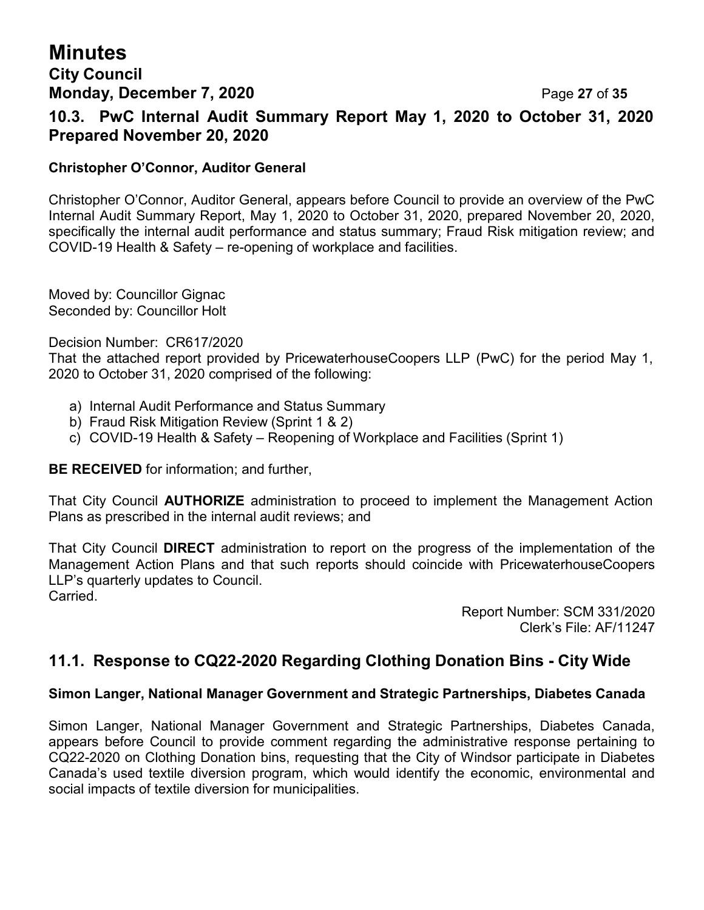## 10.3. PwC Internal Audit Summary Report May 1, 2020 to October 31, 2020 Prepared November 20, 2020

**Christopher O'Connor, Auditor General**

Christopher O'Connor, Auditor General, appears before Council to provide an overview of the PwC Internal Audit Summary Report, May 1, 2020 to October 31, 2020, prepared November 20, 2020, specifically the internal audit performance and status summary; Fraud Risk mitigation review; and COVID-19 Health & Safety – re-opening of workplace and facilities.

Moved by: Councillor Gignac
Seconded by: Councillor Holt

Decision Number: CR617/2020
That the attached report provided by PricewaterhouseCoopers LLP (PwC) for the period May 1, 2020 to October 31, 2020 comprised of the following:

a) Internal Audit Performance and Status Summary
b) Fraud Risk Mitigation Review (Sprint 1 & 2)
c) COVID-19 Health & Safety – Reopening of Workplace and Facilities (Sprint 1)

**BE RECEIVED** for information; and further,

That City Council **AUTHORIZE** administration to proceed to implement the Management Action Plans as prescribed in the internal audit reviews; and

That City Council **DIRECT** administration to report on the progress of the implementation of the Management Action Plans and that such reports should coincide with PricewaterhouseCoopers LLP's quarterly updates to Council.
Carried.

Report Number: SCM 331/2020
Clerk's File: AF/11247

## 11.1. Response to CQ22-2020 Regarding Clothing Donation Bins - City Wide

**Simon Langer, National Manager Government and Strategic Partnerships, Diabetes Canada**

Simon Langer, National Manager Government and Strategic Partnerships, Diabetes Canada, appears before Council to provide comment regarding the administrative response pertaining to CQ22-2020 on Clothing Donation bins, requesting that the City of Windsor participate in Diabetes Canada's used textile diversion program, which would identify the economic, environmental and social impacts of textile diversion for municipalities.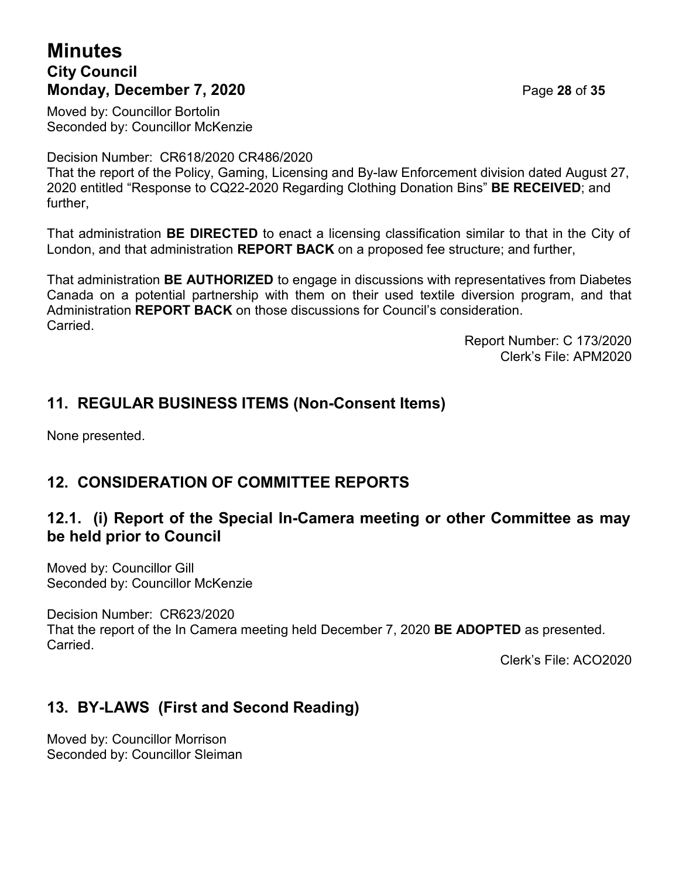Moved by: Councillor Bortolin
Seconded by: Councillor McKenzie

Decision Number: CR618/2020 CR486/2020
That the report of the Policy, Gaming, Licensing and By-law Enforcement division dated August 27, 2020 entitled "Response to CQ22-2020 Regarding Clothing Donation Bins" **BE RECEIVED**; and further,

That administration **BE DIRECTED** to enact a licensing classification similar to that in the City of London, and that administration **REPORT BACK** on a proposed fee structure; and further,

That administration **BE AUTHORIZED** to engage in discussions with representatives from Diabetes Canada on a potential partnership with them on their used textile diversion program, and that Administration **REPORT BACK** on those discussions for Council's consideration.
Carried.

Report Number: C 173/2020
Clerk's File: APM2020

## 11. REGULAR BUSINESS ITEMS (Non-Consent Items)

None presented.

## 12. CONSIDERATION OF COMMITTEE REPORTS

### 12.1. (i) Report of the Special In-Camera meeting or other Committee as may be held prior to Council

Moved by: Councillor Gill
Seconded by: Councillor McKenzie

Decision Number: CR623/2020
That the report of the In Camera meeting held December 7, 2020 **BE ADOPTED** as presented.
Carried.

Clerk's File: ACO2020

## 13. BY-LAWS (First and Second Reading)

Moved by: Councillor Morrison
Seconded by: Councillor Sleiman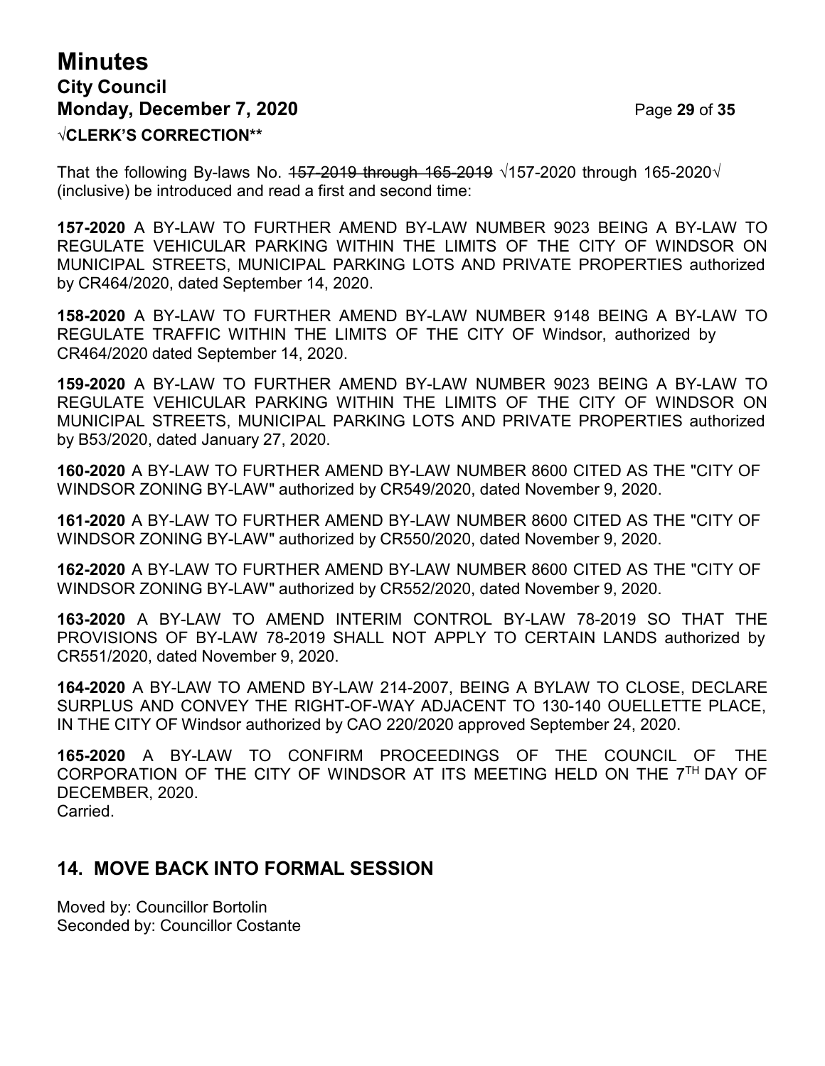√**CLERK'S CORRECTION****

That the following By-laws No. ~~157-2019 through 165-2019~~ √157-2020 through 165-2020√ (inclusive) be introduced and read a first and second time:

**157-2020** A BY-LAW TO FURTHER AMEND BY-LAW NUMBER 9023 BEING A BY-LAW TO REGULATE VEHICULAR PARKING WITHIN THE LIMITS OF THE CITY OF WINDSOR ON MUNICIPAL STREETS, MUNICIPAL PARKING LOTS AND PRIVATE PROPERTIES authorized by CR464/2020, dated September 14, 2020.

**158-2020** A BY-LAW TO FURTHER AMEND BY-LAW NUMBER 9148 BEING A BY-LAW TO REGULATE TRAFFIC WITHIN THE LIMITS OF THE CITY OF Windsor, authorized by CR464/2020 dated September 14, 2020.

**159-2020** A BY-LAW TO FURTHER AMEND BY-LAW NUMBER 9023 BEING A BY-LAW TO REGULATE VEHICULAR PARKING WITHIN THE LIMITS OF THE CITY OF WINDSOR ON MUNICIPAL STREETS, MUNICIPAL PARKING LOTS AND PRIVATE PROPERTIES authorized by B53/2020, dated January 27, 2020.

**160-2020** A BY-LAW TO FURTHER AMEND BY-LAW NUMBER 8600 CITED AS THE "CITY OF WINDSOR ZONING BY-LAW" authorized by CR549/2020, dated November 9, 2020.

**161-2020** A BY-LAW TO FURTHER AMEND BY-LAW NUMBER 8600 CITED AS THE "CITY OF WINDSOR ZONING BY-LAW" authorized by CR550/2020, dated November 9, 2020.

**162-2020** A BY-LAW TO FURTHER AMEND BY-LAW NUMBER 8600 CITED AS THE "CITY OF WINDSOR ZONING BY-LAW" authorized by CR552/2020, dated November 9, 2020.

**163-2020** A BY-LAW TO AMEND INTERIM CONTROL BY-LAW 78-2019 SO THAT THE PROVISIONS OF BY-LAW 78-2019 SHALL NOT APPLY TO CERTAIN LANDS authorized by CR551/2020, dated November 9, 2020.

**164-2020** A BY-LAW TO AMEND BY-LAW 214-2007, BEING A BYLAW TO CLOSE, DECLARE SURPLUS AND CONVEY THE RIGHT-OF-WAY ADJACENT TO 130-140 OUELLETTE PLACE, IN THE CITY OF Windsor authorized by CAO 220/2020 approved September 24, 2020.

**165-2020** A BY-LAW TO CONFIRM PROCEEDINGS OF THE COUNCIL OF THE CORPORATION OF THE CITY OF WINDSOR AT ITS MEETING HELD ON THE 7TH DAY OF DECEMBER, 2020.
Carried.

## 14. MOVE BACK INTO FORMAL SESSION

Moved by: Councillor Bortolin
Seconded by: Councillor Costante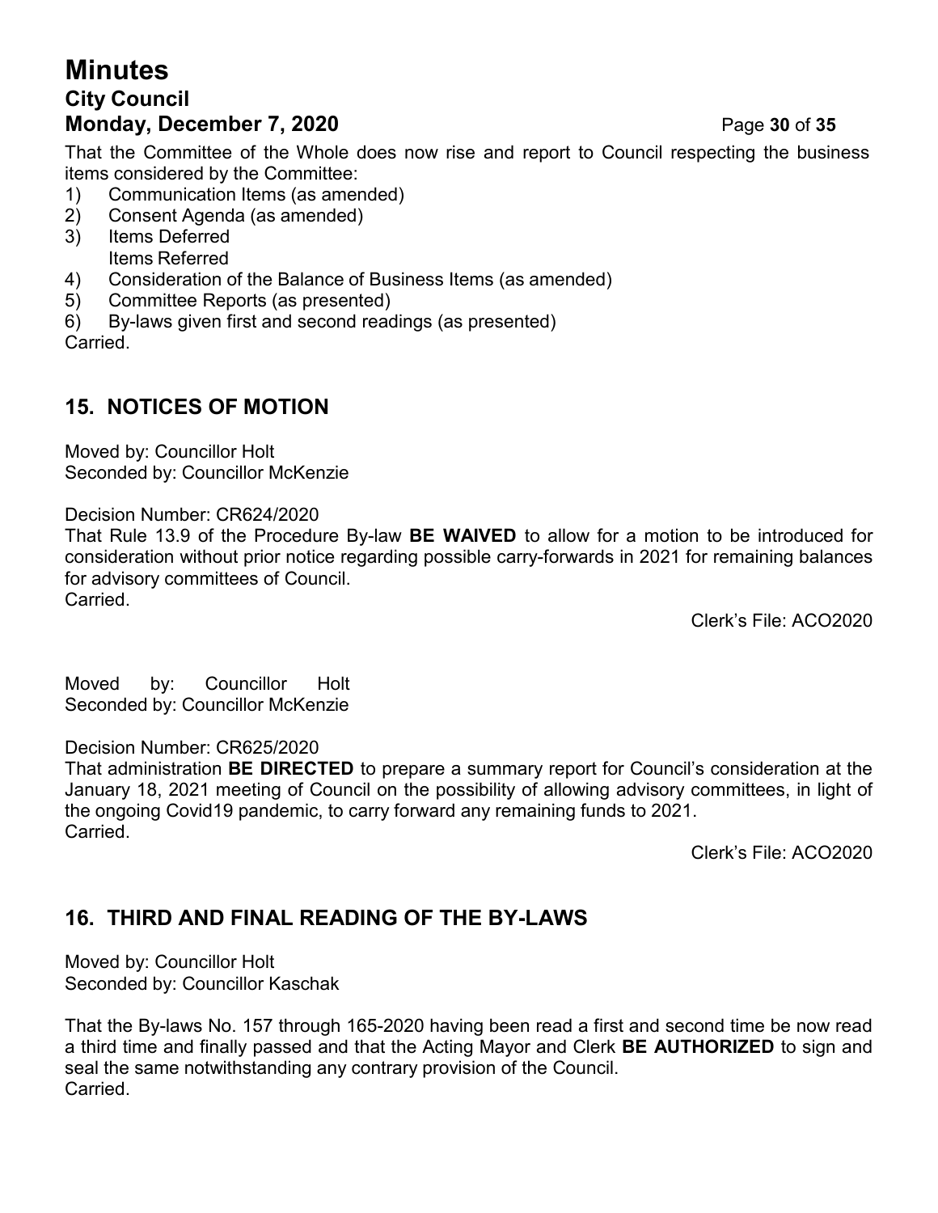That the Committee of the Whole does now rise and report to Council respecting the business items considered by the Committee:

1) Communication Items (as amended)
2) Consent Agenda (as amended)
3) Items Deferred
   Items Referred
4) Consideration of the Balance of Business Items (as amended)
5) Committee Reports (as presented)
6) By-laws given first and second readings (as presented)

Carried.

## 15. NOTICES OF MOTION

Moved by: Councillor Holt
Seconded by: Councillor McKenzie

Decision Number: CR624/2020
That Rule 13.9 of the Procedure By-law **BE WAIVED** to allow for a motion to be introduced for consideration without prior notice regarding possible carry-forwards in 2021 for remaining balances for advisory committees of Council.
Carried.

Clerk's File: ACO2020

Moved by: Councillor Holt
Seconded by: Councillor McKenzie

Decision Number: CR625/2020
That administration **BE DIRECTED** to prepare a summary report for Council's consideration at the January 18, 2021 meeting of Council on the possibility of allowing advisory committees, in light of the ongoing Covid19 pandemic, to carry forward any remaining funds to 2021.
Carried.

Clerk's File: ACO2020

## 16. THIRD AND FINAL READING OF THE BY-LAWS

Moved by: Councillor Holt
Seconded by: Councillor Kaschak

That the By-laws No. 157 through 165-2020 having been read a first and second time be now read a third time and finally passed and that the Acting Mayor and Clerk **BE AUTHORIZED** to sign and seal the same notwithstanding any contrary provision of the Council.
Carried.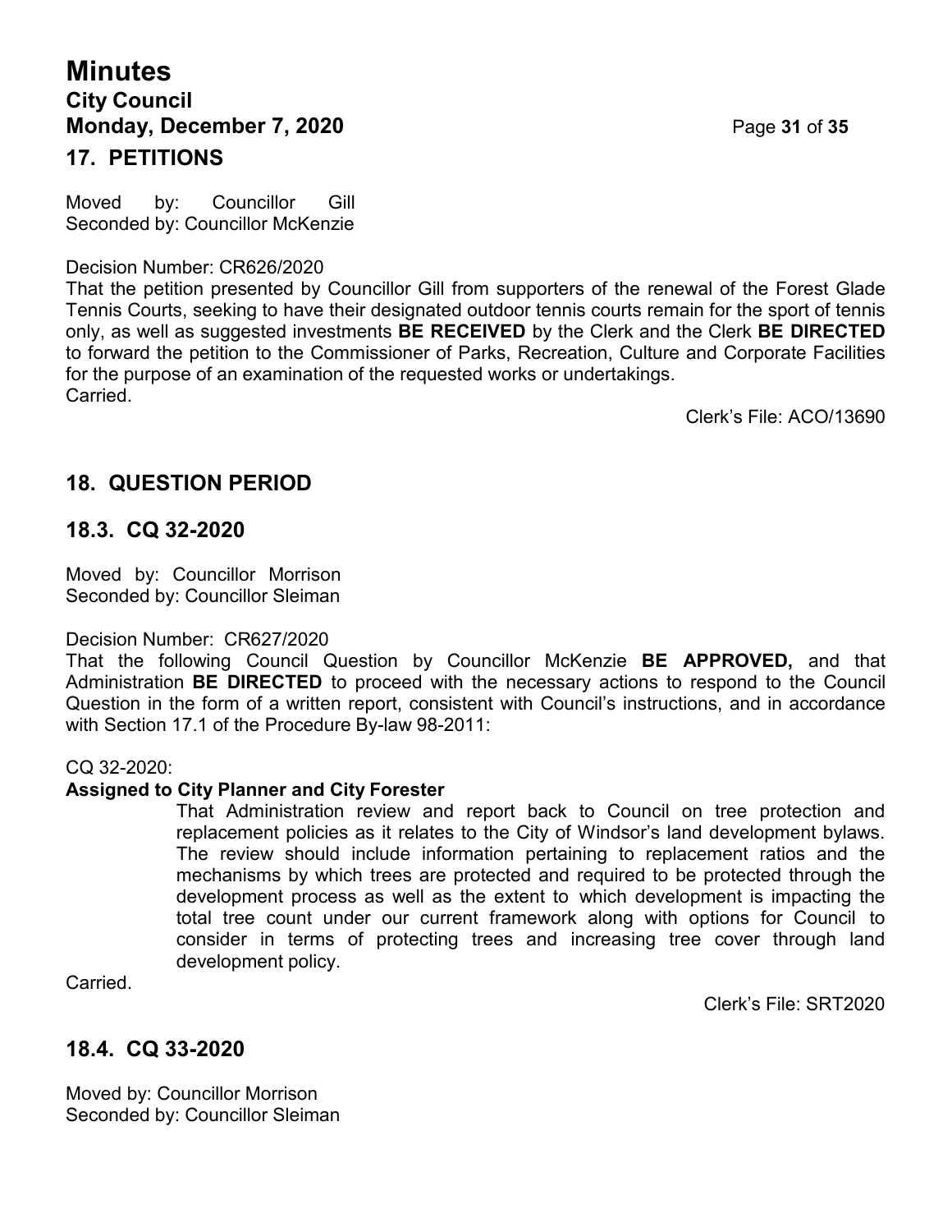## 17. PETITIONS

Moved by: Councillor Gill
Seconded by: Councillor McKenzie

Decision Number: CR626/2020
That the petition presented by Councillor Gill from supporters of the renewal of the Forest Glade Tennis Courts, seeking to have their designated outdoor tennis courts remain for the sport of tennis only, as well as suggested investments **BE RECEIVED** by the Clerk and the Clerk **BE DIRECTED** to forward the petition to the Commissioner of Parks, Recreation, Culture and Corporate Facilities for the purpose of an examination of the requested works or undertakings.
Carried.

Clerk's File: ACO/13690

## 18. QUESTION PERIOD

## 18.3. CQ 32-2020

Moved by: Councillor Morrison
Seconded by: Councillor Sleiman

Decision Number: CR627/2020
That the following Council Question by Councillor McKenzie **BE APPROVED,** and that Administration **BE DIRECTED** to proceed with the necessary actions to respond to the Council Question in the form of a written report, consistent with Council's instructions, and in accordance with Section 17.1 of the Procedure By-law 98-2011:

CQ 32-2020:
**Assigned to City Planner and City Forester**

> That Administration review and report back to Council on tree protection and replacement policies as it relates to the City of Windsor's land development bylaws. The review should include information pertaining to replacement ratios and the mechanisms by which trees are protected and required to be protected through the development process as well as the extent to which development is impacting the total tree count under our current framework along with options for Council to consider in terms of protecting trees and increasing tree cover through land development policy.

Carried.

Clerk's File: SRT2020

## 18.4. CQ 33-2020

Moved by: Councillor Morrison
Seconded by: Councillor Sleiman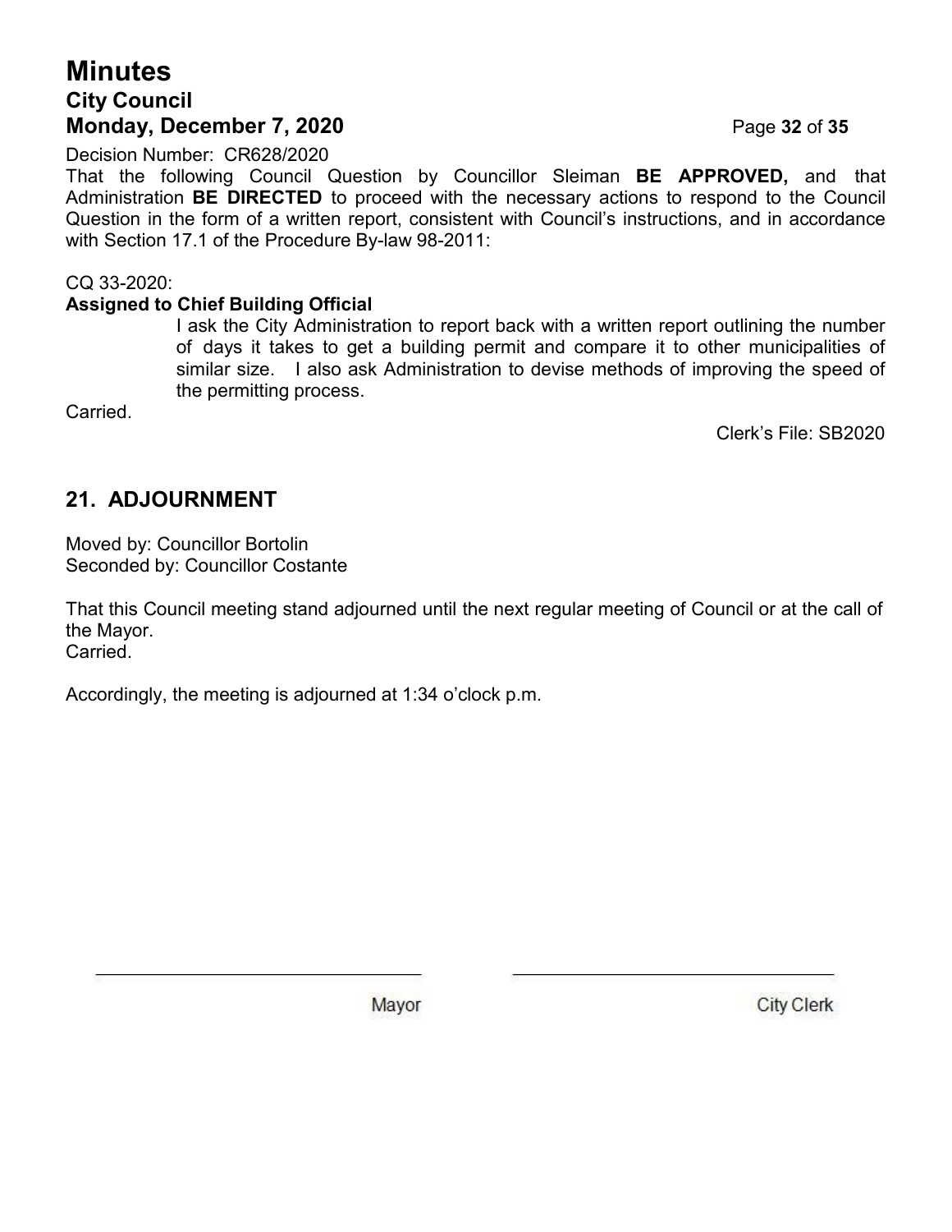Decision Number: CR628/2020

That the following Council Question by Councillor Sleiman **BE APPROVED,** and that Administration **BE DIRECTED** to proceed with the necessary actions to respond to the Council Question in the form of a written report, consistent with Council's instructions, and in accordance with Section 17.1 of the Procedure By-law 98-2011:

CQ 33-2020:

**Assigned to Chief Building Official**

> I ask the City Administration to report back with a written report outlining the number of days it takes to get a building permit and compare it to other municipalities of similar size. I also ask Administration to devise methods of improving the speed of the permitting process.

Carried.

Clerk's File: SB2020

## 21. ADJOURNMENT

Moved by: Councillor Bortolin
Seconded by: Councillor Costante

That this Council meeting stand adjourned until the next regular meeting of Council or at the call of the Mayor.
Carried.

Accordingly, the meeting is adjourned at 1:34 o'clock p.m.

Mayor

City Clerk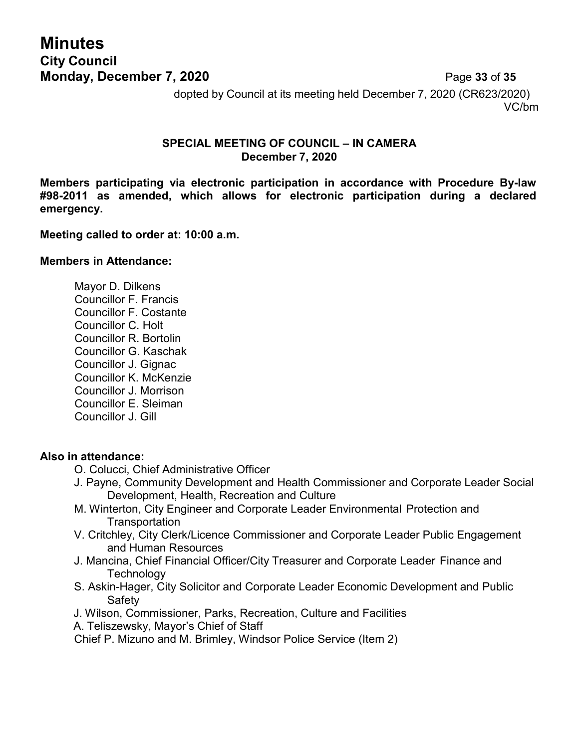dopted by Council at its meeting held December 7, 2020 (CR623/2020)
VC/bm

## SPECIAL MEETING OF COUNCIL – IN CAMERA
## December 7, 2020

**Members participating via electronic participation in accordance with Procedure By-law #98-2011 as amended, which allows for electronic participation during a declared emergency.**

**Meeting called to order at: 10:00 a.m.**

**Members in Attendance:**

Mayor D. Dilkens
Councillor F. Francis
Councillor F. Costante
Councillor C. Holt
Councillor R. Bortolin
Councillor G. Kaschak
Councillor J. Gignac
Councillor K. McKenzie
Councillor J. Morrison
Councillor E. Sleiman
Councillor J. Gill

**Also in attendance:**

O. Colucci, Chief Administrative Officer
J. Payne, Community Development and Health Commissioner and Corporate Leader Social Development, Health, Recreation and Culture
M. Winterton, City Engineer and Corporate Leader Environmental Protection and Transportation
V. Critchley, City Clerk/Licence Commissioner and Corporate Leader Public Engagement and Human Resources
J. Mancina, Chief Financial Officer/City Treasurer and Corporate Leader Finance and Technology
S. Askin-Hager, City Solicitor and Corporate Leader Economic Development and Public Safety
J. Wilson, Commissioner, Parks, Recreation, Culture and Facilities
A. Teliszewsky, Mayor's Chief of Staff
Chief P. Mizuno and M. Brimley, Windsor Police Service (Item 2)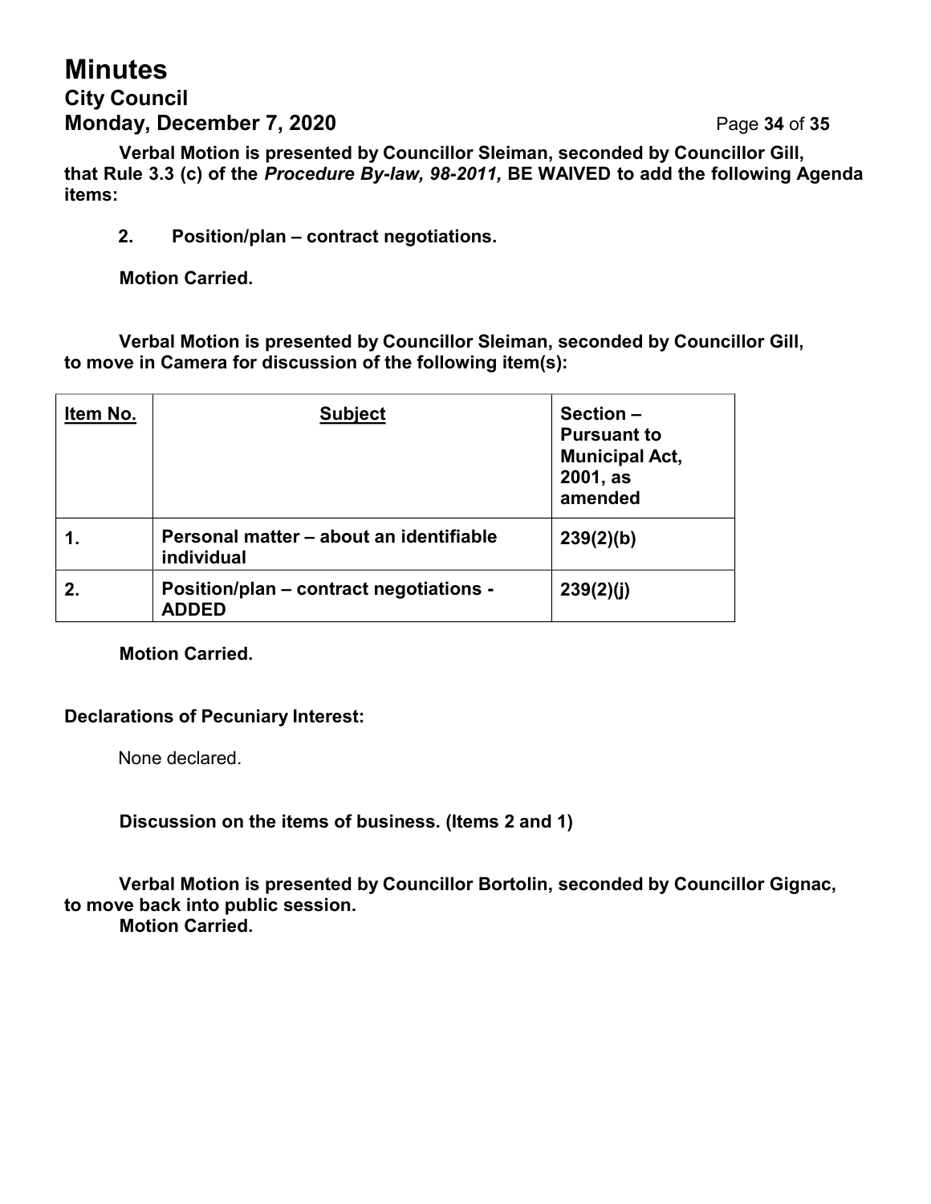**Verbal Motion is presented by Councillor Sleiman, seconded by Councillor Gill, that Rule 3.3 (c) of the *Procedure By-law, 98-2011,* BE WAIVED to add the following Agenda items:**

**2. Position/plan – contract negotiations.**

**Motion Carried.**

**Verbal Motion is presented by Councillor Sleiman, seconded by Councillor Gill, to move in Camera for discussion of the following item(s):**

| Item No. | Subject | Section – Pursuant to Municipal Act, 2001, as amended |
|---|---|---|
| 1. | Personal matter – about an identifiable individual | 239(2)(b) |
| 2. | Position/plan – contract negotiations - ADDED | 239(2)(j) |

**Motion Carried.**

**Declarations of Pecuniary Interest:**

None declared.

**Discussion on the items of business. (Items 2 and 1)**

**Verbal Motion is presented by Councillor Bortolin, seconded by Councillor Gignac, to move back into public session.**
**Motion Carried.**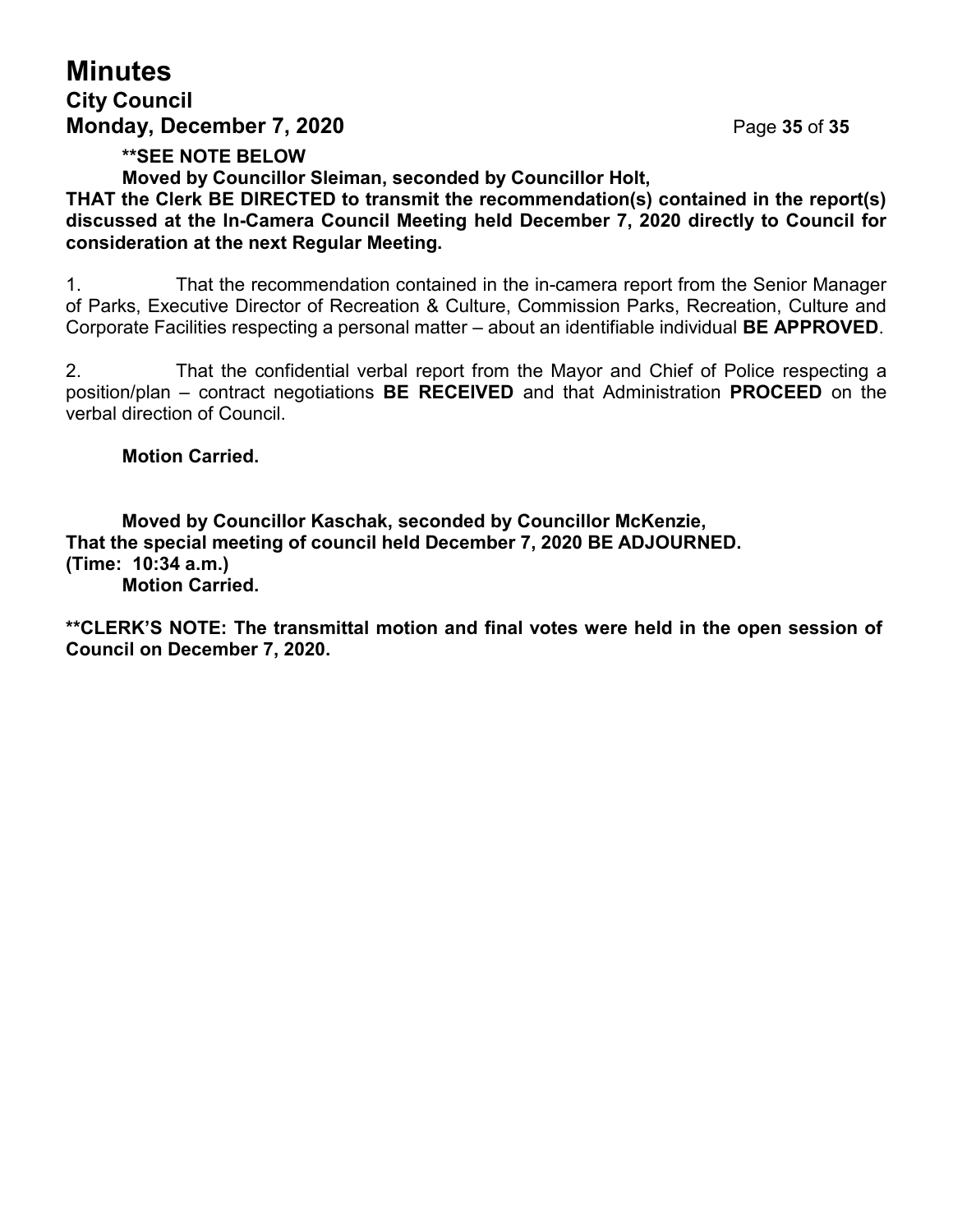**\*\*SEE NOTE BELOW**

**Moved by Councillor Sleiman, seconded by Councillor Holt,**
**THAT the Clerk BE DIRECTED to transmit the recommendation(s) contained in the report(s) discussed at the In-Camera Council Meeting held December 7, 2020 directly to Council for consideration at the next Regular Meeting.**

1. That the recommendation contained in the in-camera report from the Senior Manager of Parks, Executive Director of Recreation & Culture, Commission Parks, Recreation, Culture and Corporate Facilities respecting a personal matter – about an identifiable individual **BE APPROVED**.

2. That the confidential verbal report from the Mayor and Chief of Police respecting a position/plan – contract negotiations **BE RECEIVED** and that Administration **PROCEED** on the verbal direction of Council.

**Motion Carried.**

**Moved by Councillor Kaschak, seconded by Councillor McKenzie,**
**That the special meeting of council held December 7, 2020 BE ADJOURNED.**
**(Time: 10:34 a.m.)**
**Motion Carried.**

**\*\*CLERK'S NOTE: The transmittal motion and final votes were held in the open session of Council on December 7, 2020.**